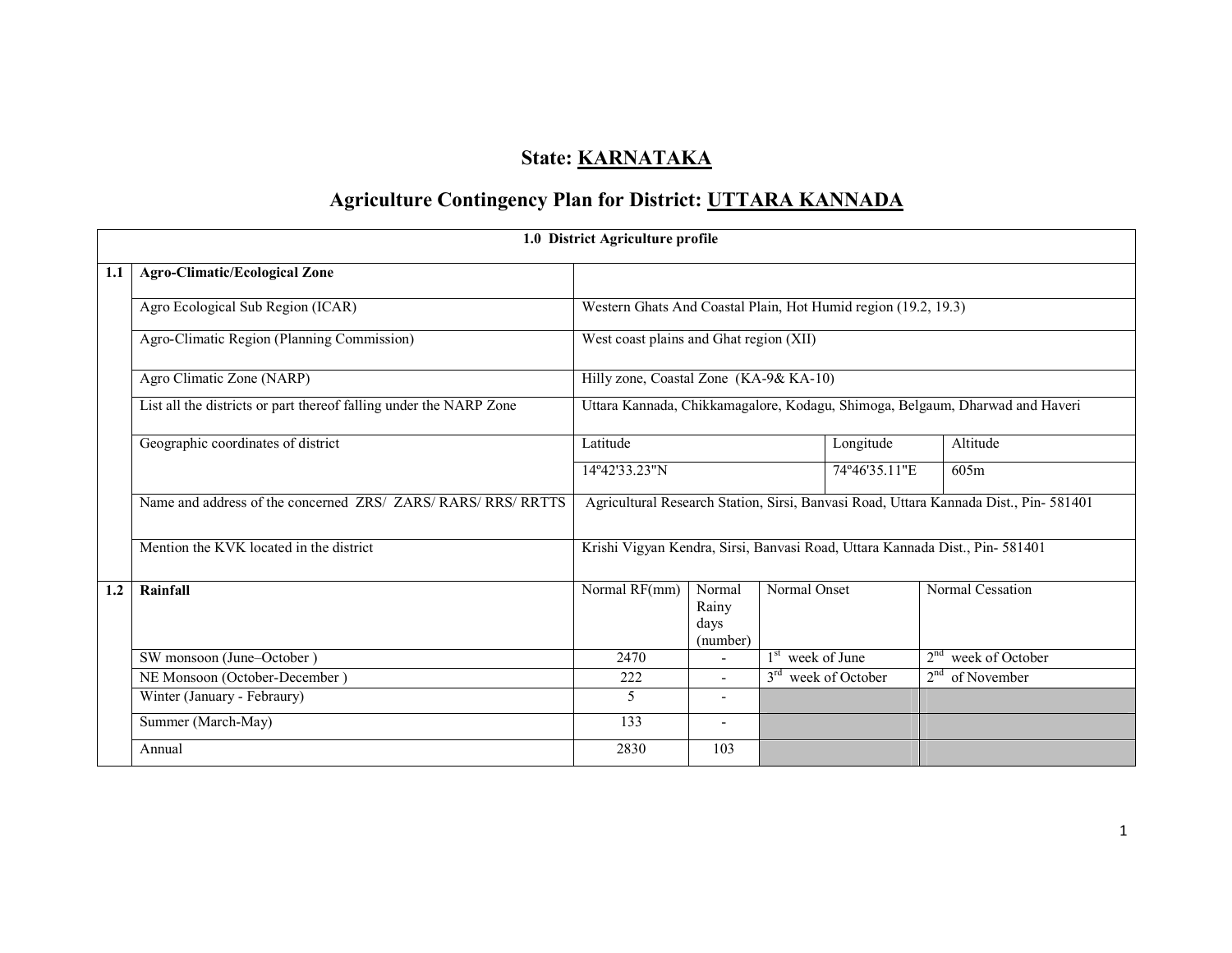# State: KARNATAKA

## Agriculture Contingency Plan for District: UTTARA KANNADA

| 1.0 District Agriculture profile | | | | | | |
|---|---|---|---|---|---|---|
| **1.1** | **Agro-Climatic/Ecological Zone** | | | | | |
| | Agro Ecological Sub Region (ICAR) | Western Ghats And Coastal Plain, Hot Humid region (19.2, 19.3) | | | | |
| | Agro-Climatic Region (Planning Commission) | West coast plains and Ghat region (XII) | | | | |
| | Agro Climatic Zone (NARP) | Hilly zone, Coastal Zone (KA-9& KA-10) | | | | |
| | List all the districts or part thereof falling under the NARP Zone | Uttara Kannada, Chikkamagalore, Kodagu, Shimoga, Belgaum, Dharwad and Haveri | | | | |
| | Geographic coordinates of district | Latitude | | | Longitude | Altitude |
| | | 14º42'33.23"N | | | 74º46'35.11"E | 605m |
| | Name and address of the concerned ZRS/ ZARS/ RARS/ RRS/ RRTTS | Agricultural Research Station, Sirsi, Banvasi Road, Uttara Kannada Dist., Pin- 581401 | | | | |
| | Mention the KVK located in the district | Krishi Vigyan Kendra, Sirsi, Banvasi Road, Uttara Kannada Dist., Pin- 581401 | | | | |
| **1.2** | **Rainfall** | Normal RF(mm) | Normal Rainy days (number) | Normal Onset | | Normal Cessation |
| | SW monsoon (June–October ) | 2470 | - | 1st week of June | | 2nd week of October |
| | NE Monsoon (October-December ) | 222 | - | 3rd week of October | | 2nd of November |
| | Winter (January - Febraury) | 5 | - | | | |
| | Summer (March-May) | 133 | - | | | |
| | Annual | 2830 | 103 | | | |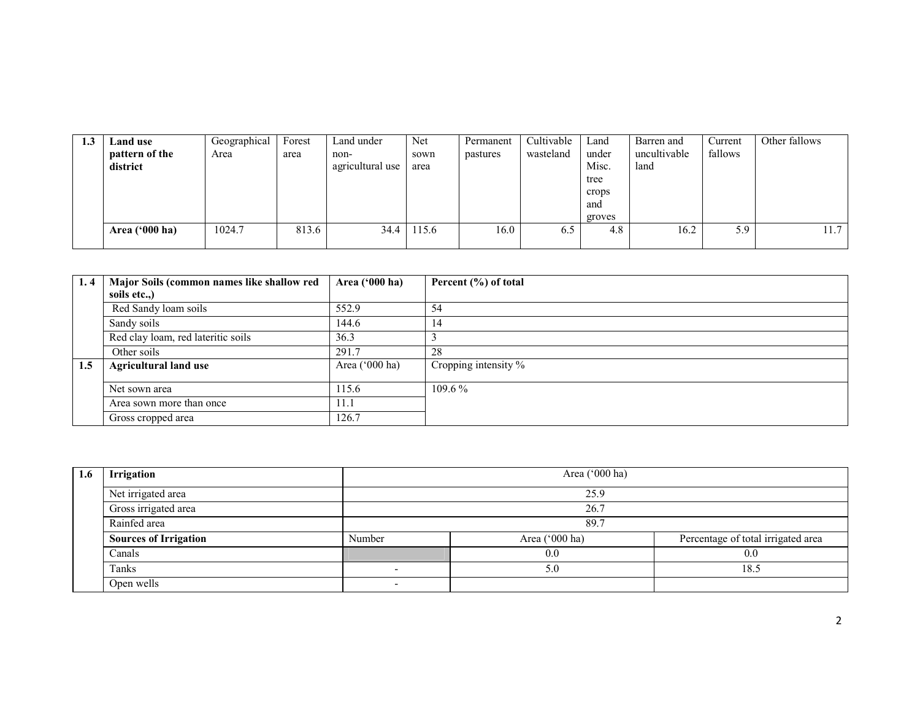| 1.3 | Land use pattern of the district | Geographical Area | Forest area | Land under non-agricultural use | Net sown area | Permanent pastures | Cultivable wasteland | Land under Misc. tree crops and groves | Barren and uncultivable land | Current fallows | Other fallows |
|---|---|---|---|---|---|---|---|---|---|---|---|
| | **Area ('000 ha)** | 1024.7 | 813.6 | 34.4 | 115.6 | 16.0 | 6.5 | 4.8 | 16.2 | 5.9 | 11.7 |

| 1. 4 | **Major Soils (common names like shallow red soils etc.,)** | **Area ('000 ha)** | **Percent (%) of total** |
|---|---|---|---|
| | Red Sandy loam soils | 552.9 | 54 |
| | Sandy soils | 144.6 | 14 |
| | Red clay loam, red lateritic soils | 36.3 | 3 |
| | Other soils | 291.7 | 28 |
| **1.5** | **Agricultural land use** | Area ('000 ha) | Cropping intensity % |
| | Net sown area | 115.6 | 109.6 % |
| | Area sown more than once | 11.1 | |
| | Gross cropped area | 126.7 | |

| 1.6 | **Irrigation** | Area ('000 ha) | | |
|---|---|---|---|---|
| | Net irrigated area | 25.9 | | |
| | Gross irrigated area | 26.7 | | |
| | Rainfed area | 89.7 | | |
| | **Sources of Irrigation** | Number | Area ('000 ha) | Percentage of total irrigated area |
| | Canals | | 0.0 | 0.0 |
| | Tanks | - | 5.0 | 18.5 |
| | Open wells | - | | |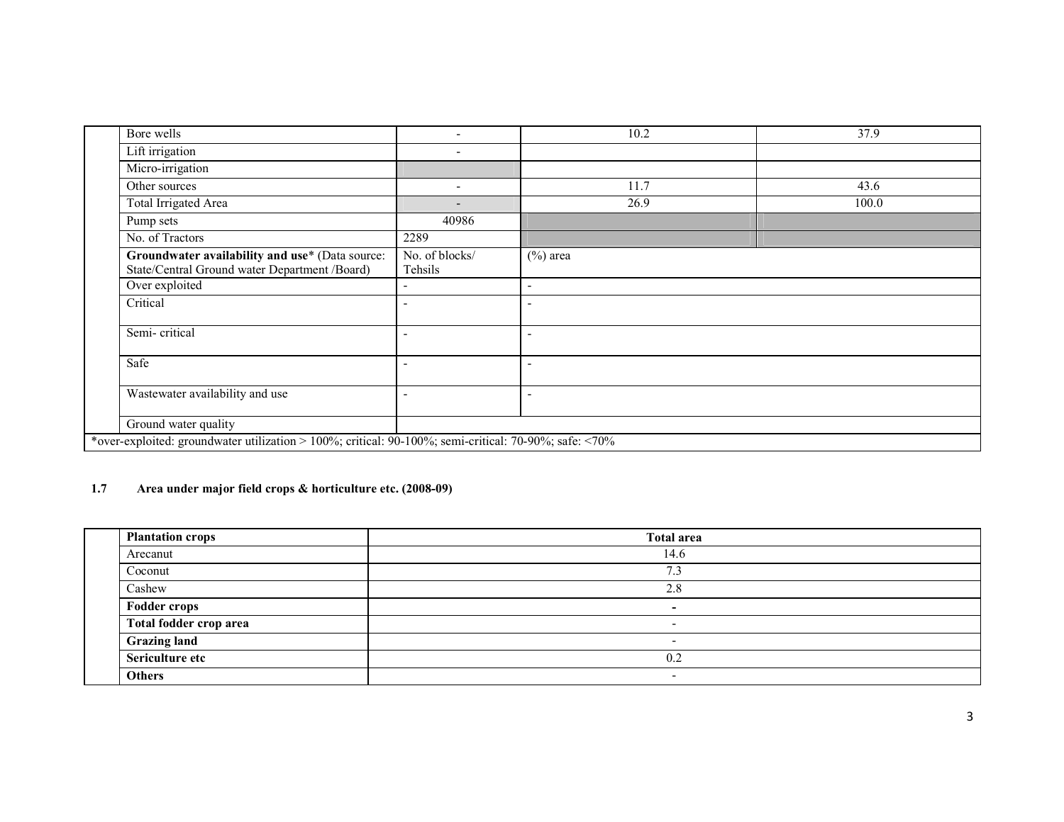| | | | |
|---|---|---|---|
| Bore wells | - | 10.2 | 37.9 |
| Lift irrigation | - | | |
| Micro-irrigation | | | |
| Other sources | - | 11.7 | 43.6 |
| Total Irrigated Area | - | 26.9 | 100.0 |
| Pump sets | 40986 | | |
| No. of Tractors | 2289 | | |
| **Groundwater availability and use*** (Data source: State/Central Ground water Department /Board) | No. of blocks/ Tehsils | (%) area | |
| Over exploited | - | - | |
| Critical | - | - | |
| Semi- critical | - | - | |
| Safe | - | - | |
| Wastewater availability and use | - | - | |
| Ground water quality | | | |

*over-exploited: groundwater utilization > 100%; critical: 90-100%; semi-critical: 70-90%; safe: <70%

### 1.7 Area under major field crops & horticulture etc. (2008-09)

| **Plantation crops** | **Total area** |
|---|---|
| Arecanut | 14.6 |
| Coconut | 7.3 |
| Cashew | 2.8 |
| **Fodder crops** | - |
| **Total fodder crop area** | - |
| **Grazing land** | - |
| **Sericulture etc** | 0.2 |
| **Others** | - |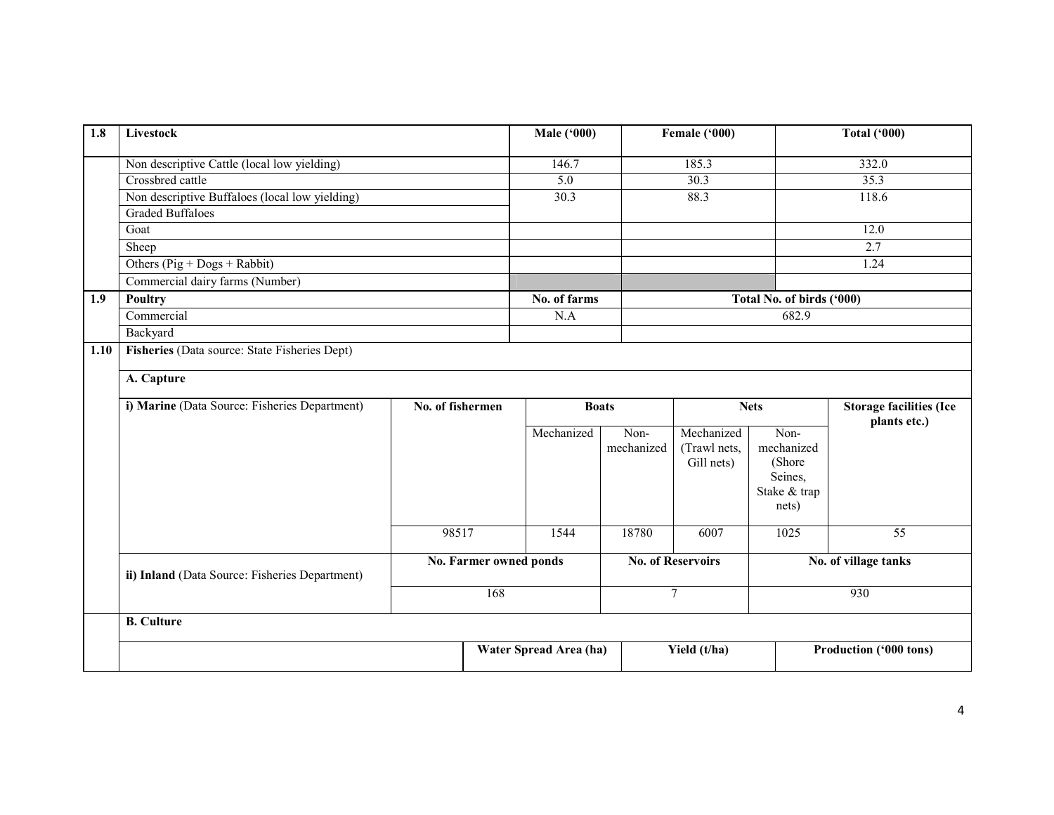| 1.8 | Livestock | Male ('000) | Female ('000) | Total ('000) |
|---|---|---|---|---|
| | Non descriptive Cattle (local low yielding) | 146.7 | 185.3 | 332.0 |
| | Crossbred cattle | 5.0 | 30.3 | 35.3 |
| | Non descriptive Buffaloes (local low yielding) | 30.3 | 88.3 | 118.6 |
| | Graded Buffaloes | | | |
| | Goat | | | 12.0 |
| | Sheep | | | 2.7 |
| | Others (Pig + Dogs + Rabbit) | | | 1.24 |
| | Commercial dairy farms (Number) | | | |
| 1.9 | Poultry | No. of farms | Total No. of birds ('000) | |
| | Commercial | N.A | 682.9 | |
| | Backyard | | | |

**1.10 Fisheries** (Data source: State Fisheries Dept)

**A. Capture**

| i) Marine (Data Source: Fisheries Department) | No. of fishermen | Boats | | Nets | | Storage facilities (Ice plants etc.) |
|---|---|---|---|---|---|---|
| | | Mechanized | Non-mechanized | Mechanized (Trawl nets, Gill nets) | Non-mechanized (Shore Seines, Stake & trap nets) | |
| | 98517 | 1544 | 18780 | 6007 | 1025 | 55 |

| ii) Inland (Data Source: Fisheries Department) | No. Farmer owned ponds | No. of Reservoirs | No. of village tanks |
|---|---|---|---|
| | 168 | 7 | 930 |

**B. Culture**

| | Water Spread Area (ha) | Yield (t/ha) | Production ('000 tons) |
|---|---|---|---|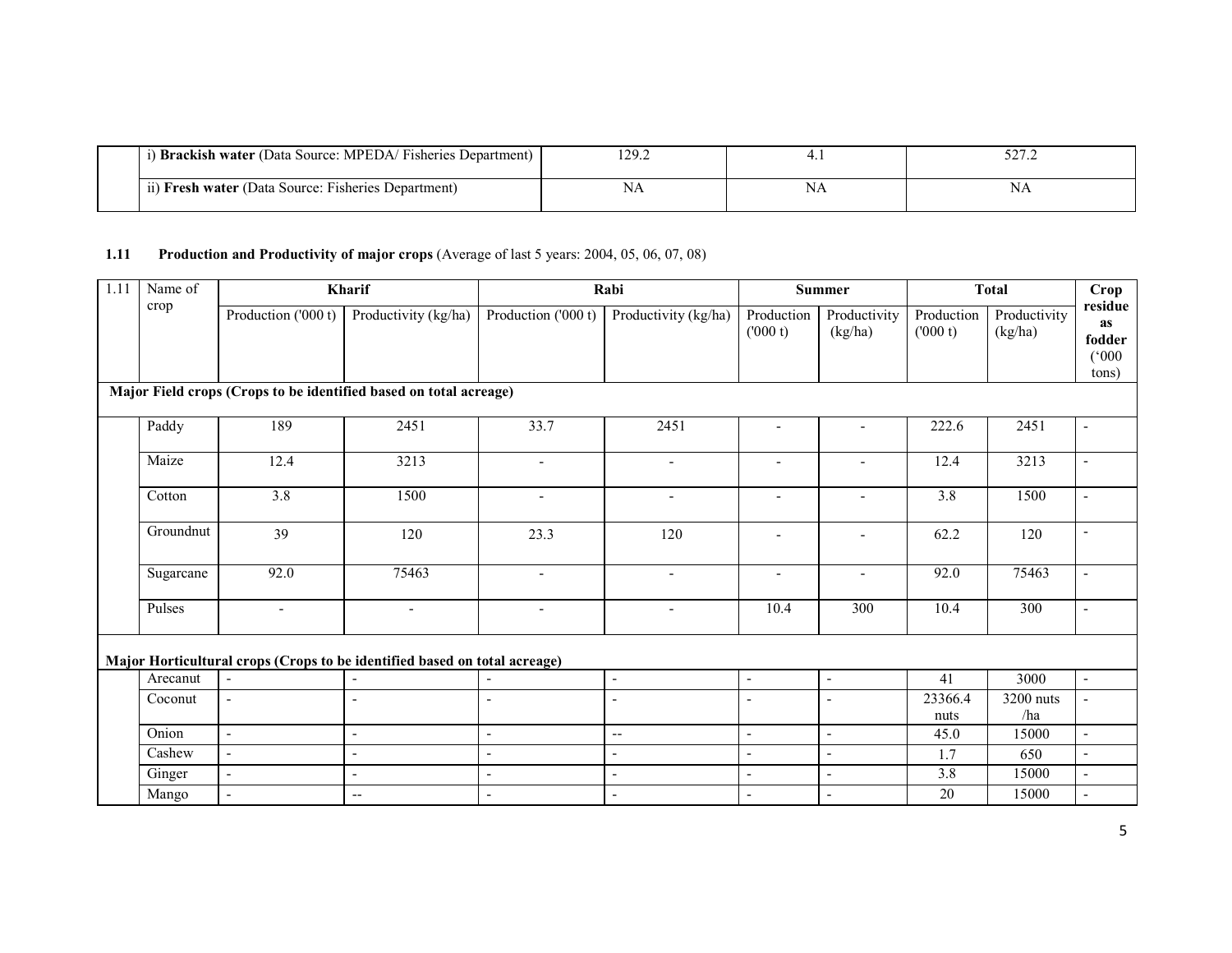| | | | | |
|---|---|---|---|---|
| | i) **Brackish water** (Data Source: MPEDA/ Fisheries Department) | 129.2 | 4.1 | 527.2 |
| | ii) **Fresh water** (Data Source: Fisheries Department) | NA | NA | NA |

**1.11 Production and Productivity of major crops** (Average of last 5 years: 2004, 05, 06, 07, 08)

| 1.11 | Name of crop | **Kharif** | | **Rabi** | | **Summer** | | **Total** | | **Crop residue as fodder ('000 tons)** |
|---|---|---|---|---|---|---|---|---|---|---|
| | | Production ('000 t) | Productivity (kg/ha) | Production ('000 t) | Productivity (kg/ha) | Production ('000 t) | Productivity (kg/ha) | Production ('000 t) | Productivity (kg/ha) | |
| **Major Field crops (Crops to be identified based on total acreage)** | | | | | | | | | | |
| | Paddy | 189 | 2451 | 33.7 | 2451 | - | - | 222.6 | 2451 | - |
| | Maize | 12.4 | 3213 | - | - | - | - | 12.4 | 3213 | - |
| | Cotton | 3.8 | 1500 | - | - | - | - | 3.8 | 1500 | - |
| | Groundnut | 39 | 120 | 23.3 | 120 | - | - | 62.2 | 120 | - |
| | Sugarcane | 92.0 | 75463 | - | - | - | - | 92.0 | 75463 | - |
| | Pulses | - | - | - | - | 10.4 | 300 | 10.4 | 300 | - |
| **Major Horticultural crops (Crops to be identified based on total acreage)** | | | | | | | | | | |
| | Arecanut | - | - | - | - | - | - | 41 | 3000 | - |
| | Coconut | - | - | - | - | - | - | 23366.4 nuts | 3200 nuts /ha | - |
| | Onion | - | - | - | -- | - | - | 45.0 | 15000 | - |
| | Cashew | - | - | - | - | - | - | 1.7 | 650 | - |
| | Ginger | - | - | - | - | - | - | 3.8 | 15000 | - |
| | Mango | - | -- | - | - | - | - | 20 | 15000 | - |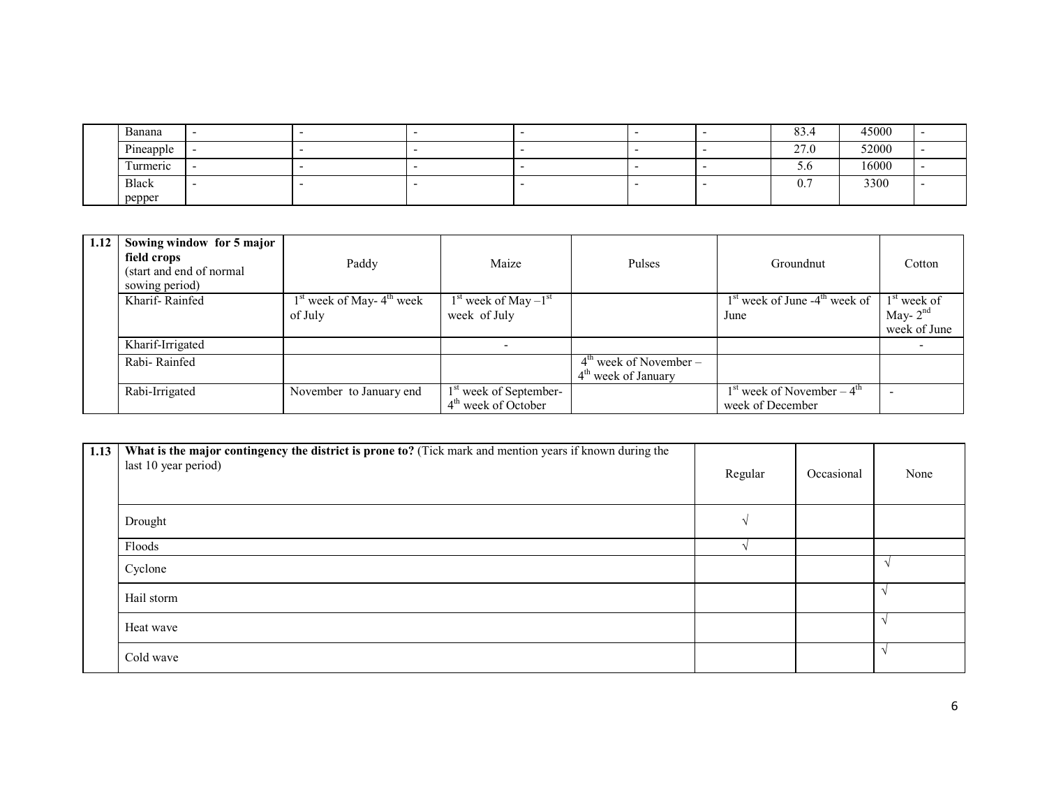|  |  |  |  |  |  |  |  |  |  |  |
|---|---|---|---|---|---|---|---|---|---|---|
|  | Banana | - | - | - | - | - | - | 83.4 | 45000 | - |
|  | Pineapple | - | - | - | - | - | - | 27.0 | 52000 | - |
|  | Turmeric | - | - | - | - | - | - | 5.6 | 16000 | - |
|  | Black pepper | - | - | - | - | - | - | 0.7 | 3300 | - |

| 1.12 | **Sowing window for 5 major field crops** (start and end of normal sowing period) | Paddy | Maize | Pulses | Groundnut | Cotton |
|---|---|---|---|---|---|---|
|  | Kharif- Rainfed | 1st week of May- 4th week of July | 1st week of May –1st week of July |  | 1st week of June -4th week of June | 1st week of May- 2nd week of June |
|  | Kharif-Irrigated |  | - |  |  | - |
|  | Rabi- Rainfed |  |  | 4th week of November – 4th week of January |  |  |
|  | Rabi-Irrigated | November to January end | 1st week of September- 4th week of October |  | 1st week of November – 4th week of December | - |

| 1.13 | **What is the major contingency the district is prone to?** (Tick mark and mention years if known during the last 10 year period) | Regular | Occasional | None |
|---|---|---|---|---|
|  | Drought | √ |  |  |
|  | Floods | √ |  |  |
|  | Cyclone |  |  | √ |
|  | Hail storm |  |  | √ |
|  | Heat wave |  |  | √ |
|  | Cold wave |  |  | √ |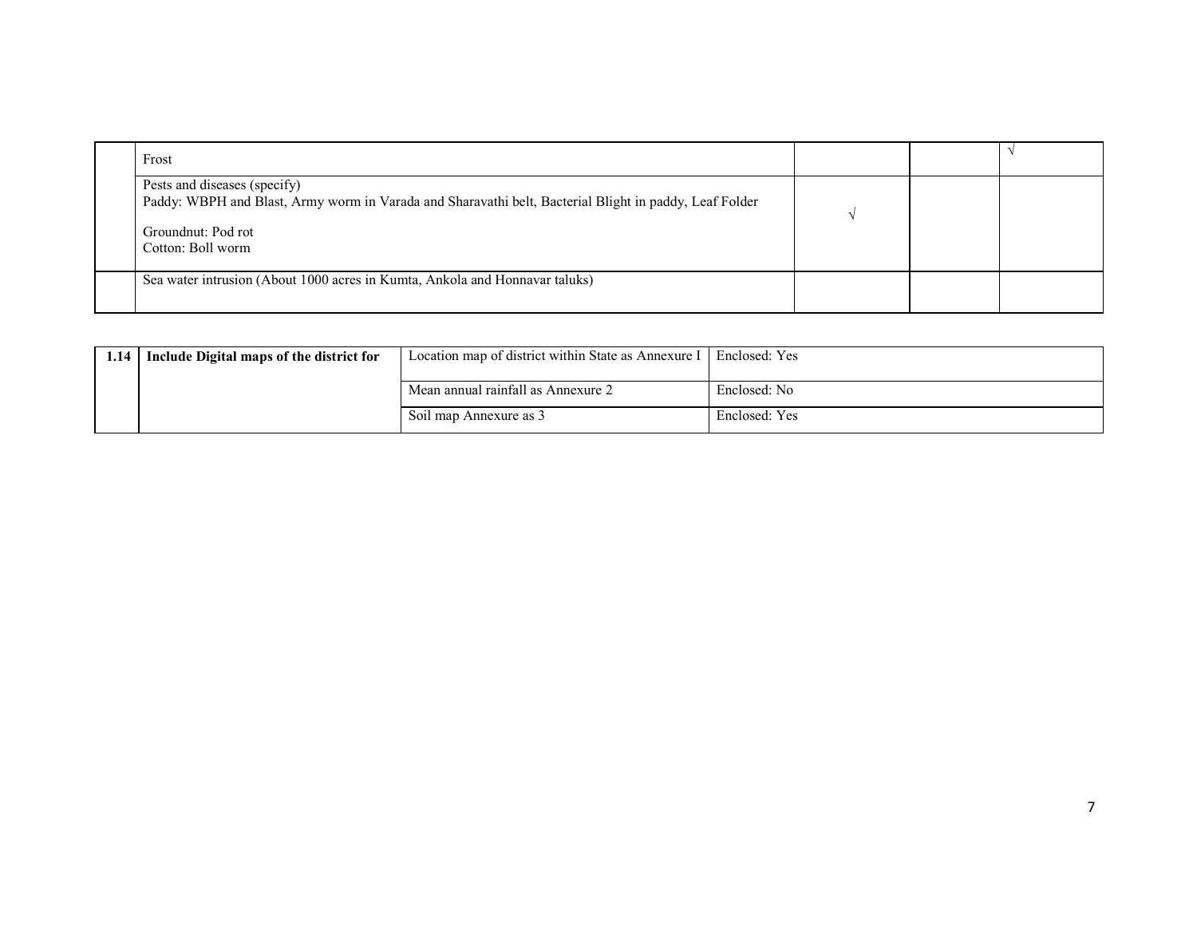| | | | | |
|---|---|---|---|---|
| | Frost | | | √ |
| | Pests and diseases (specify)<br>Paddy: WBPH and Blast, Army worm in Varada and Sharavathi belt, Bacterial Blight in paddy, Leaf Folder<br><br>Groundnut: Pod rot<br>Cotton: Boll worm | √ | | |
| | Sea water intrusion (About 1000 acres in Kumta, Ankola and Honnavar taluks) | | | |

| | | | |
|---|---|---|---|
| **1.14** | **Include Digital maps of the district for** | Location map of district within State as Annexure I | Enclosed: Yes |
| | | Mean annual rainfall as Annexure 2 | Enclosed: No |
| | | Soil map Annexure as 3 | Enclosed: Yes |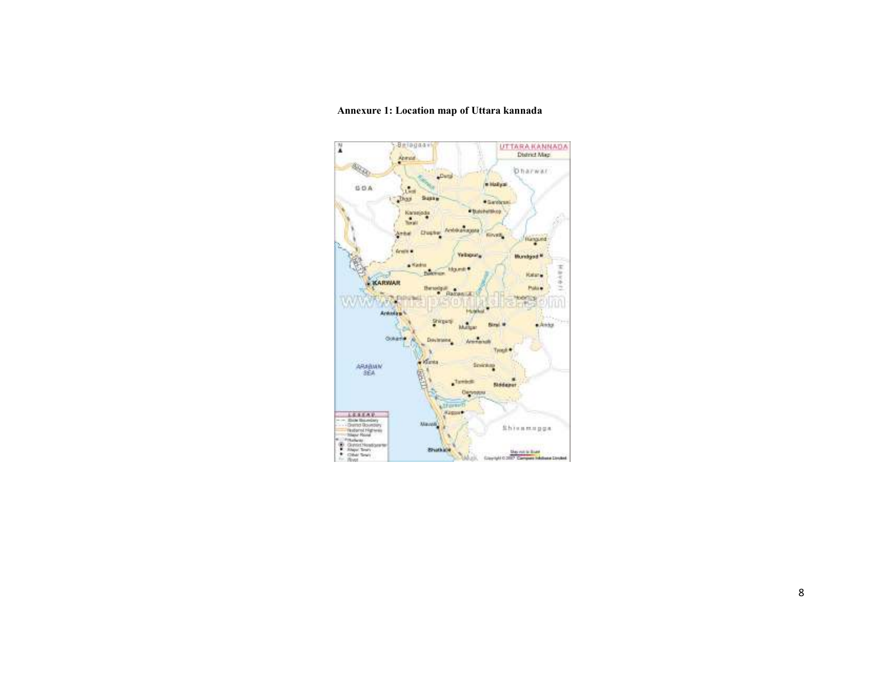**Annexure 1: Location map of Uttara kannada**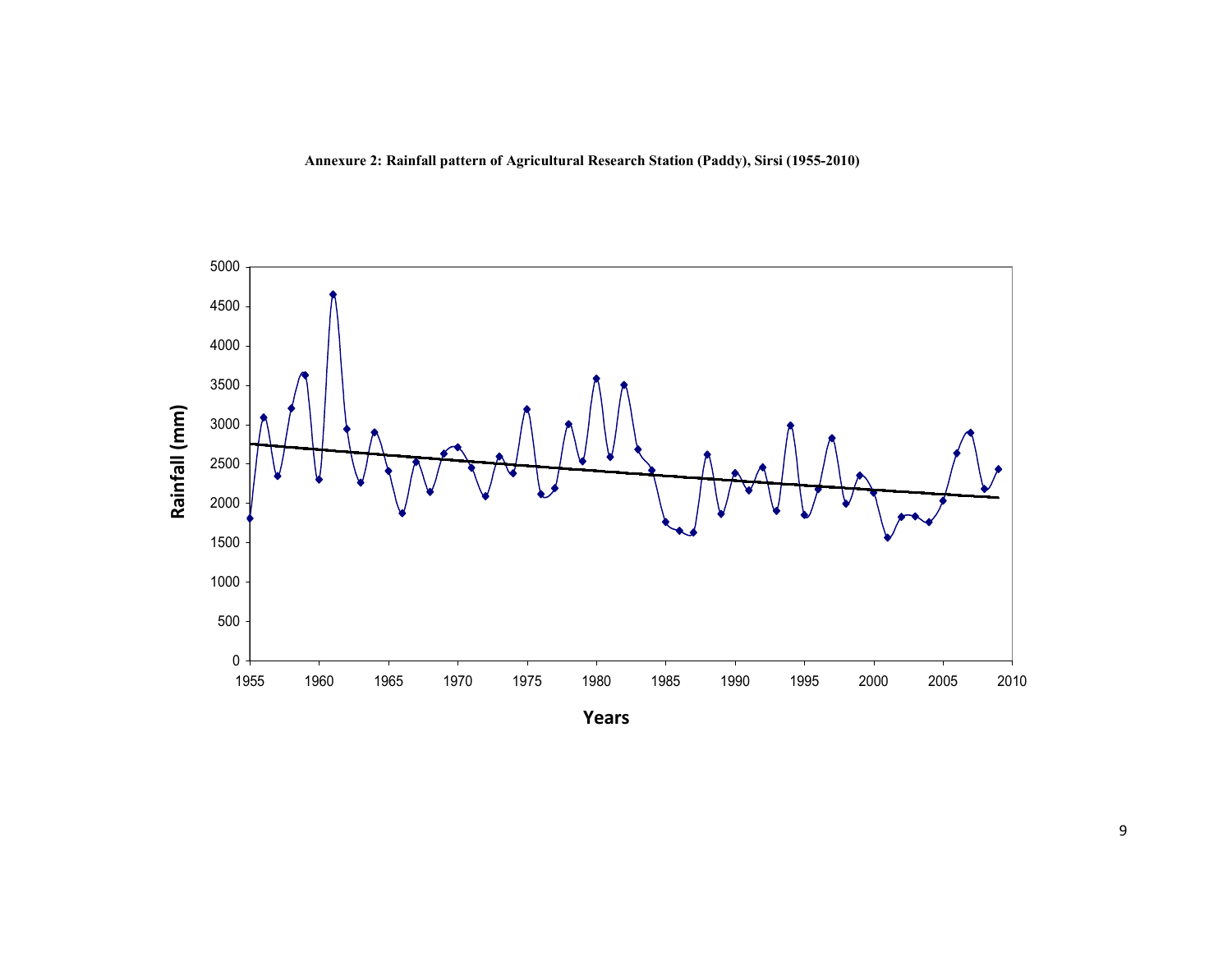**Annexure 2: Rainfall pattern of Agricultural Research Station (Paddy), Sirsi (1955-2010)**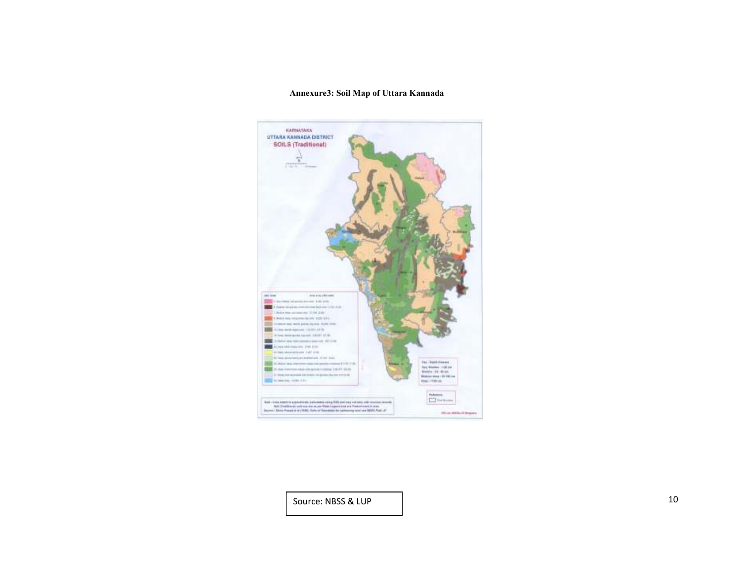**Annexure3: Soil Map of Uttara Kannada**

Source: NBSS & LUP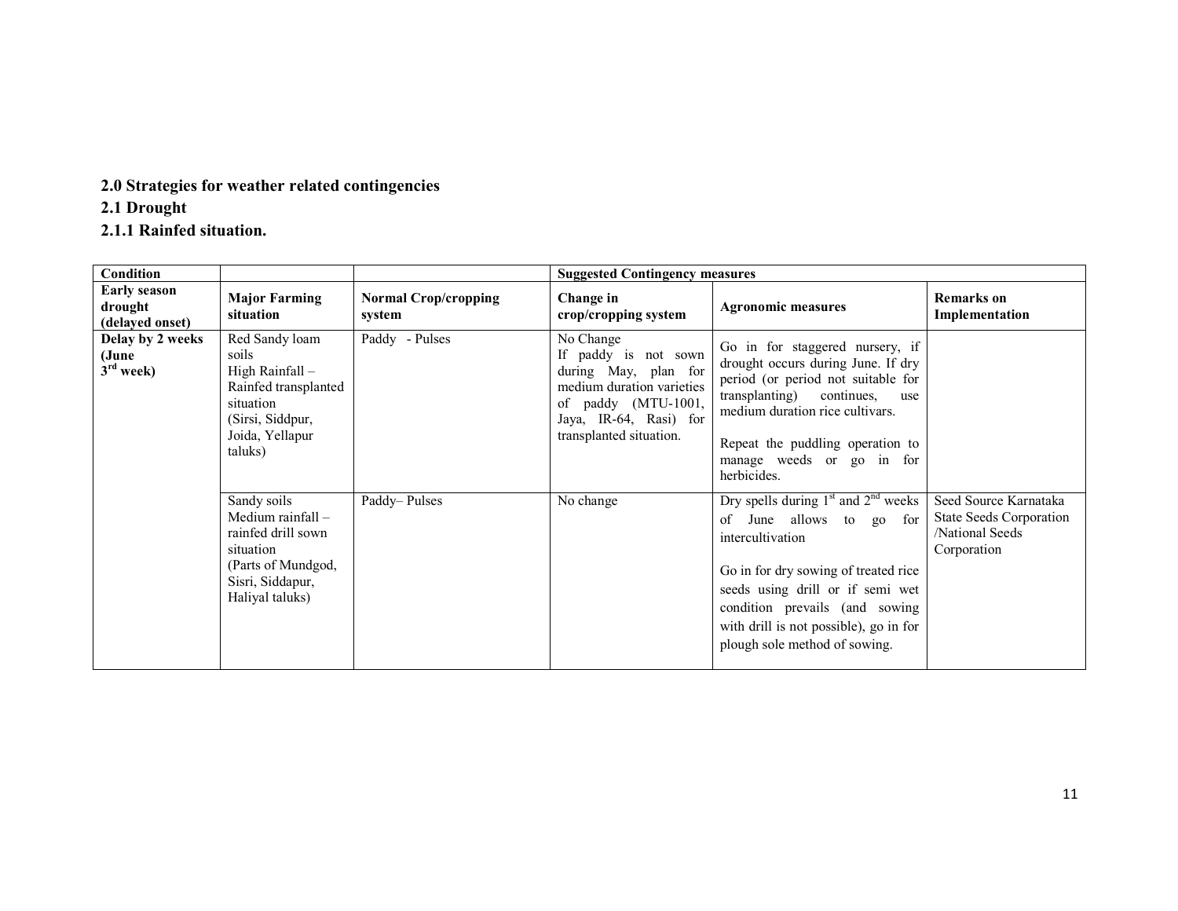## 2.0 Strategies for weather related contingencies

### 2.1 Drought

#### 2.1.1 Rainfed situation.

| Condition | | | Suggested Contingency measures | | |
|---|---|---|---|---|---|
| **Early season drought (delayed onset)** | **Major Farming situation** | **Normal Crop/cropping system** | **Change in crop/cropping system** | **Agronomic measures** | **Remarks on Implementation** |
| **Delay by 2 weeks (June 3rd week)** | Red Sandy loam soils<br>High Rainfall – Rainfed transplanted situation<br>(Sirsi, Siddpur, Joida, Yellapur taluks) | Paddy - Pulses | No Change<br>If paddy is not sown during May, plan for medium duration varieties of paddy (MTU-1001, Jaya, IR-64, Rasi) for transplanted situation. | Go in for staggered nursery, if drought occurs during June. If dry period (or period not suitable for transplanting) continues, use medium duration rice cultivars.<br><br>Repeat the puddling operation to manage weeds or go in for herbicides. | |
| | Sandy soils<br>Medium rainfall – rainfed drill sown situation<br>(Parts of Mundgod, Sisri, Siddapur, Haliyal taluks) | Paddy– Pulses | No change | Dry spells during 1st and 2nd weeks of June allows to go for intercultivation<br><br>Go in for dry sowing of treated rice seeds using drill or if semi wet condition prevails (and sowing with drill is not possible), go in for plough sole method of sowing. | Seed Source Karnataka State Seeds Corporation /National Seeds Corporation |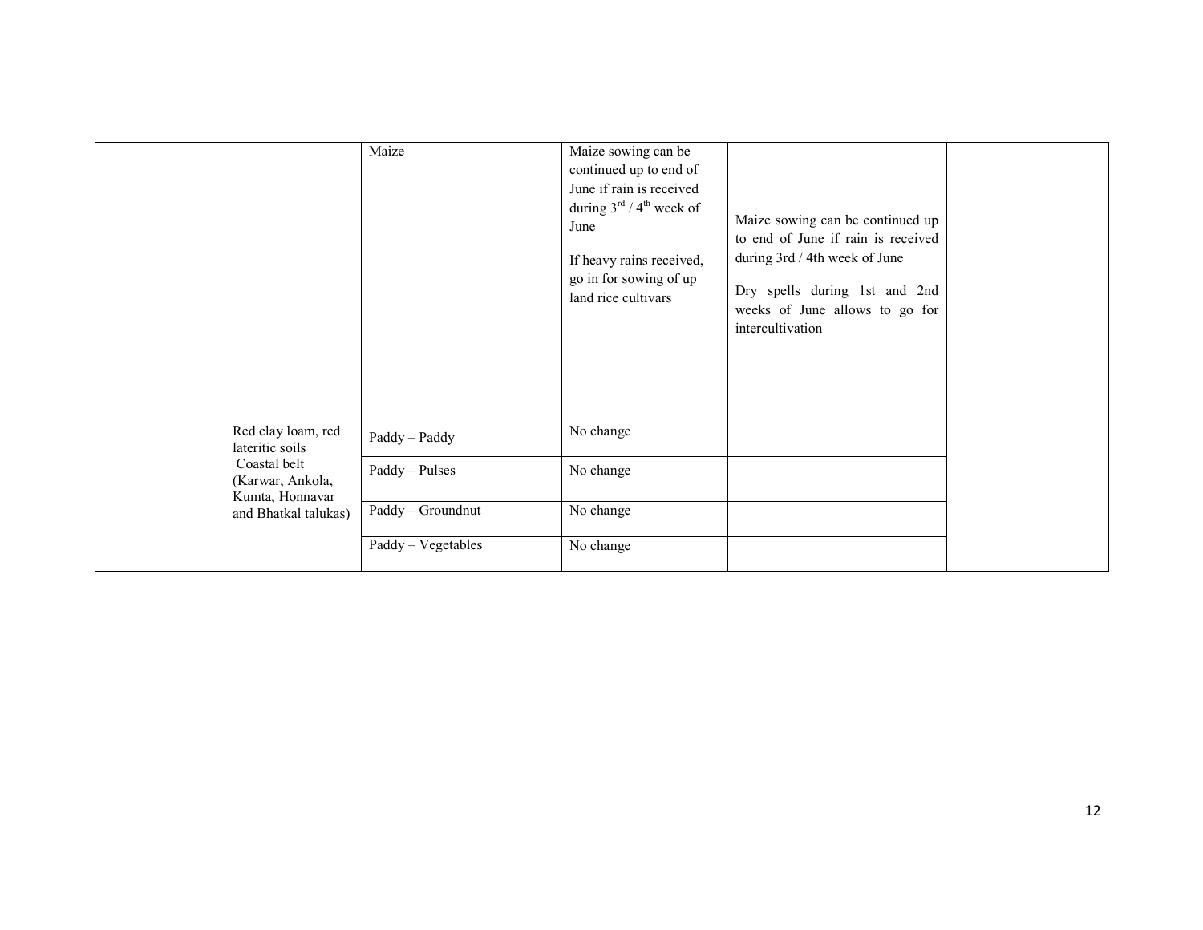|  |  |  |  |  |  |
|---|---|---|---|---|---|
|  |  | Maize | Maize sowing can be continued up to end of June if rain is received during 3rd / 4th week of June<br><br>If heavy rains received, go in for sowing of up land rice cultivars | Maize sowing can be continued up to end of June if rain is received during 3rd / 4th week of June<br><br>Dry spells during 1st and 2nd weeks of June allows to go for intercultivation |  |
|  | Red clay loam, red lateritic soils<br>Coastal belt (Karwar, Ankola, Kumta, Honnavar and Bhatkal talukas) | Paddy – Paddy | No change |  |  |
|  |  | Paddy – Pulses | No change |  |  |
|  |  | Paddy – Groundnut | No change |  |  |
|  |  | Paddy – Vegetables | No change |  |  |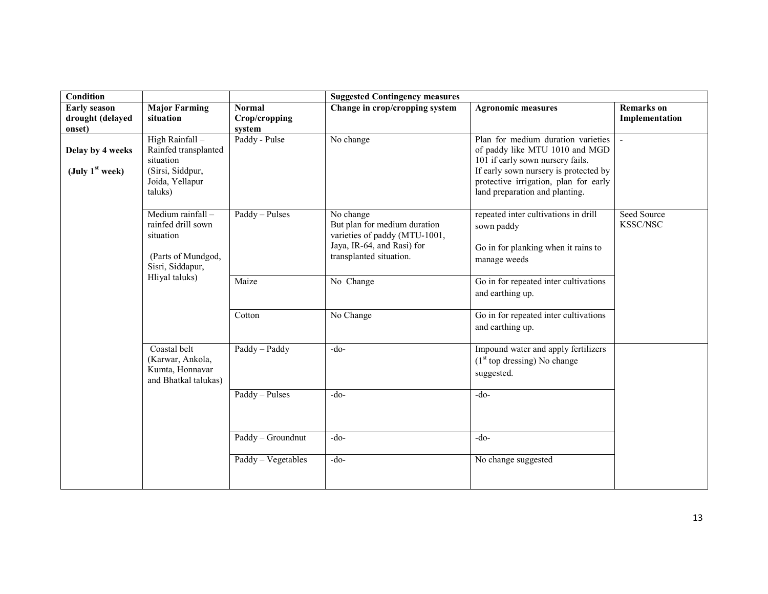| Condition | | | Suggested Contingency measures | | |
|---|---|---|---|---|---|
| **Early season drought (delayed onset)** | **Major Farming situation** | **Normal Crop/cropping system** | **Change in crop/cropping system** | **Agronomic measures** | **Remarks on Implementation** |
| **Delay by 4 weeks (July 1st week)** | High Rainfall – Rainfed transplanted situation (Sirsi, Siddpur, Joida, Yellapur taluks) | Paddy - Pulse | No change | Plan for medium duration varieties of paddy like MTU 1010 and MGD 101 if early sown nursery fails. If early sown nursery is protected by protective irrigation, plan for early land preparation and planting. | - |
| | Medium rainfall – rainfed drill sown situation (Parts of Mundgod, Sisri, Siddapur, Hliyal taluks) | Paddy – Pulses | No change But plan for medium duration varieties of paddy (MTU-1001, Jaya, IR-64, and Rasi) for transplanted situation. | repeated inter cultivations in drill sown paddy<br><br>Go in for planking when it rains to manage weeds | Seed Source KSSC/NSC |
| | | Maize | No Change | Go in for repeated inter cultivations and earthing up. | |
| | | Cotton | No Change | Go in for repeated inter cultivations and earthing up. | |
| | Coastal belt (Karwar, Ankola, Kumta, Honnavar and Bhatkal talukas) | Paddy – Paddy | -do- | Impound water and apply fertilizers (1st top dressing) No change suggested. | |
| | | Paddy – Pulses | -do- | -do- | |
| | | Paddy – Groundnut | -do- | -do- | |
| | | Paddy – Vegetables | -do- | No change suggested | |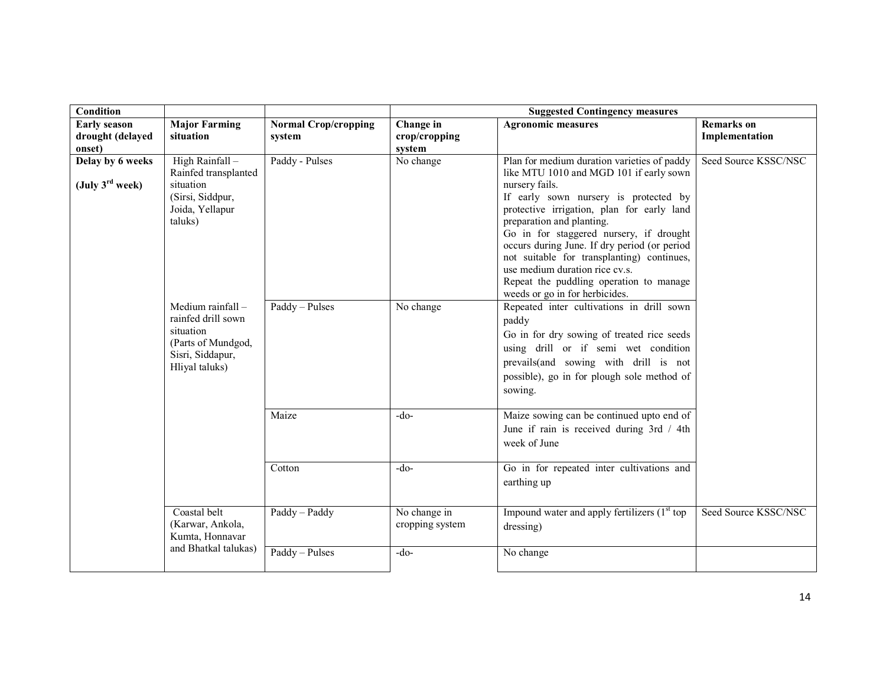| Condition | | | Suggested Contingency measures | | |
|---|---|---|---|---|---|
| **Early season drought (delayed onset)** | **Major Farming situation** | **Normal Crop/cropping system** | **Change in crop/cropping system** | **Agronomic measures** | **Remarks on Implementation** |
| **Delay by 6 weeks**<br><br>**(July 3rd week)** | High Rainfall – Rainfed transplanted situation (Sirsi, Siddpur, Joida, Yellapur taluks) | Paddy - Pulses | No change | Plan for medium duration varieties of paddy like MTU 1010 and MGD 101 if early sown nursery fails.<br>If early sown nursery is protected by protective irrigation, plan for early land preparation and planting.<br>Go in for staggered nursery, if drought occurs during June. If dry period (or period not suitable for transplanting) continues, use medium duration rice cv.s.<br>Repeat the puddling operation to manage weeds or go in for herbicides. | Seed Source KSSC/NSC |
| | Medium rainfall – rainfed drill sown situation (Parts of Mundgod, Sisri, Siddapur, Hliyal taluks) | Paddy – Pulses | No change | Repeated inter cultivations in drill sown paddy<br>Go in for dry sowing of treated rice seeds using drill or if semi wet condition prevails(and sowing with drill is not possible), go in for plough sole method of sowing. | |
| | | Maize | -do- | Maize sowing can be continued upto end of June if rain is received during 3rd / 4th week of June | |
| | | Cotton | -do- | Go in for repeated inter cultivations and earthing up | |
| | Coastal belt (Karwar, Ankola, Kumta, Honnavar and Bhatkal talukas) | Paddy – Paddy | No change in cropping system | Impound water and apply fertilizers (1st top dressing) | Seed Source KSSC/NSC |
| | | Paddy – Pulses | -do- | No change | |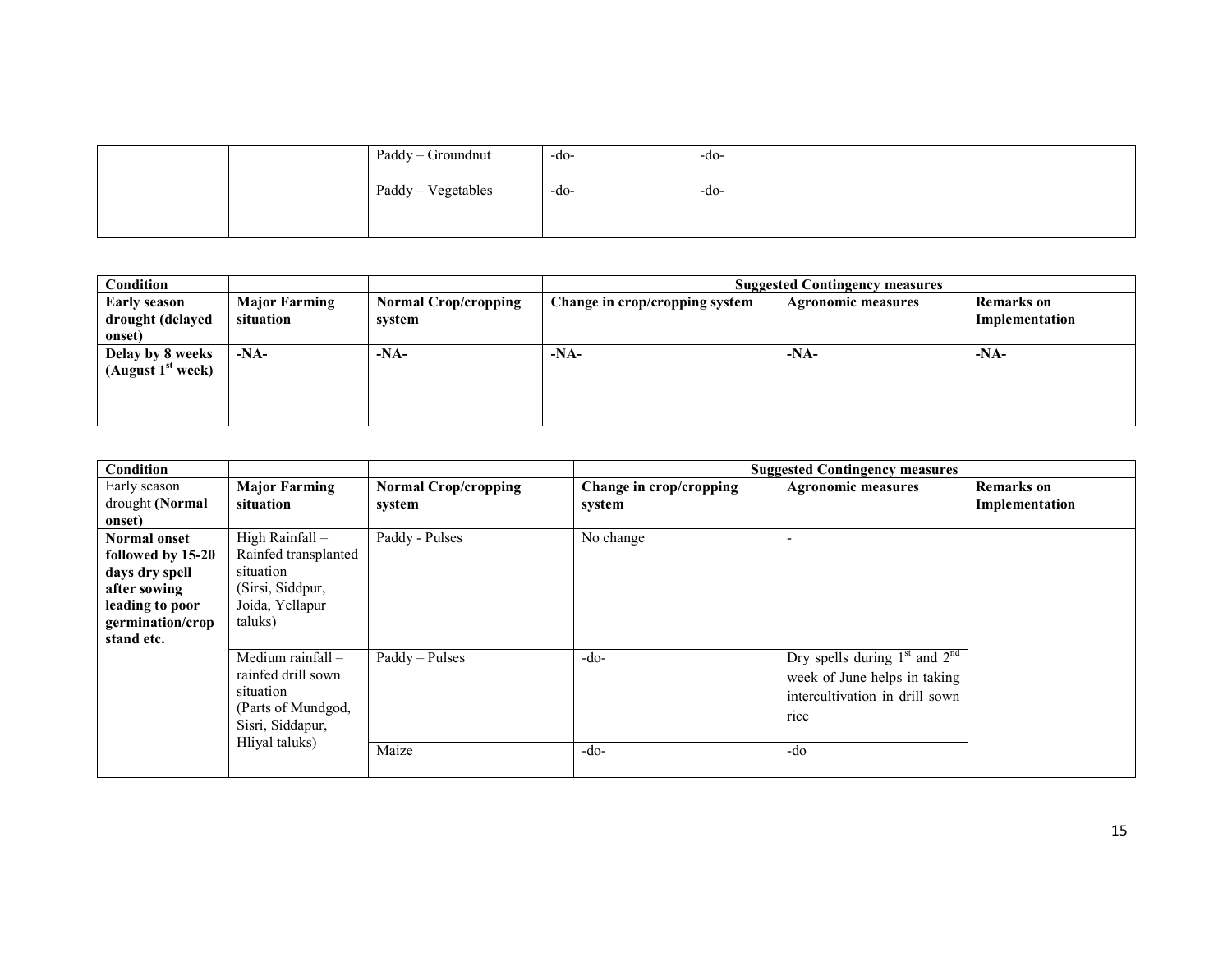| | | Paddy – Groundnut | -do- | -do- | |
|---|---|---|---|---|---|
| | | Paddy – Vegetables | -do- | -do- | |

| Condition | | | Suggested Contingency measures | | |
|---|---|---|---|---|---|
| **Early season drought (delayed onset)** | **Major Farming situation** | **Normal Crop/cropping system** | **Change in crop/cropping system** | **Agronomic measures** | **Remarks on Implementation** |
| **Delay by 8 weeks (August 1st week)** | **-NA-** | **-NA-** | **-NA-** | **-NA-** | **-NA-** |

| Condition | | | Suggested Contingency measures | | |
|---|---|---|---|---|---|
| Early season drought **(Normal onset)** | **Major Farming situation** | **Normal Crop/cropping system** | **Change in crop/cropping system** | **Agronomic measures** | **Remarks on Implementation** |
| **Normal onset followed by 15-20 days dry spell after sowing leading to poor germination/crop stand etc.** | High Rainfall – Rainfed transplanted situation (Sirsi, Siddpur, Joida, Yellapur taluks) | Paddy - Pulses | No change | - | |
| | Medium rainfall – rainfed drill sown situation (Parts of Mundgod, Sisri, Siddapur, Hliyal taluks) | Paddy – Pulses | -do- | Dry spells during 1st and 2nd week of June helps in taking intercultivation in drill sown rice | |
| | | Maize | -do- | -do | |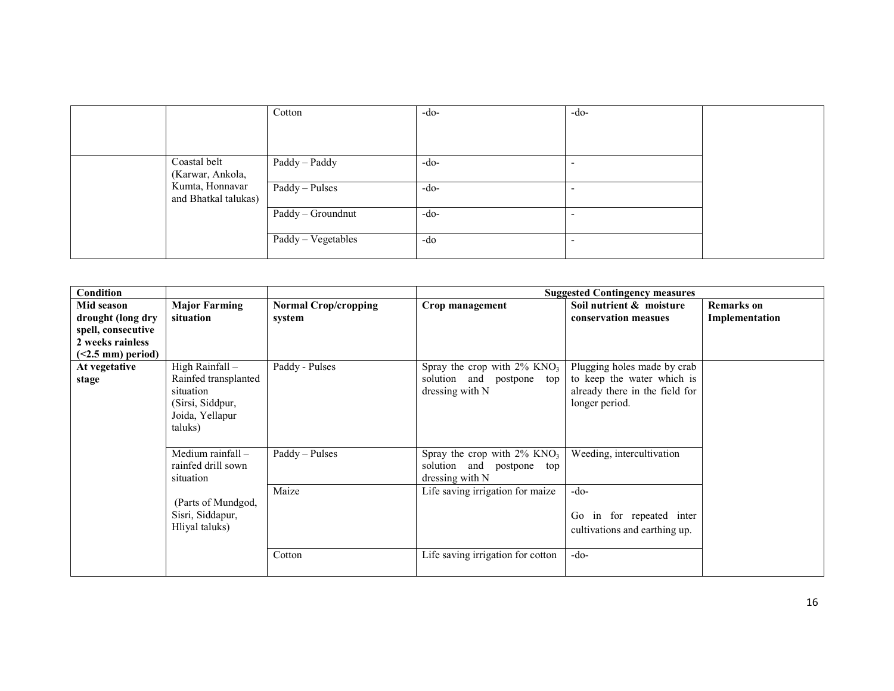| | | | | | |
|---|---|---|---|---|---|
| | | Cotton | -do- | -do- | |
| | Coastal belt (Karwar, Ankola, Kumta, Honnavar and Bhatkal talukas) | Paddy – Paddy | -do- | - | |
| | | Paddy – Pulses | -do- | - | |
| | | Paddy – Groundnut | -do- | - | |
| | | Paddy – Vegetables | -do | - | |

| Condition | | | Suggested Contingency measures | | |
|---|---|---|---|---|---|
| **Mid season drought (long dry spell, consecutive 2 weeks rainless (<2.5 mm) period)** | **Major Farming situation** | **Normal Crop/cropping system** | **Crop management** | **Soil nutrient & moisture conservation measues** | **Remarks on Implementation** |
| **At vegetative stage** | High Rainfall – Rainfed transplanted situation (Sirsi, Siddpur, Joida, Yellapur taluks) | Paddy - Pulses | Spray the crop with 2% $KNO_3$ solution and postpone top dressing with N | Plugging holes made by crab to keep the water which is already there in the field for longer period. | |
| | Medium rainfall – rainfed drill sown situation (Parts of Mundgod, Sisri, Siddapur, Hliyal taluks) | Paddy – Pulses | Spray the crop with 2% $KNO_3$ solution and postpone top dressing with N | Weeding, intercultivation | |
| | | Maize | Life saving irrigation for maize | -do- Go in for repeated inter cultivations and earthing up. | |
| | | Cotton | Life saving irrigation for cotton | -do- | |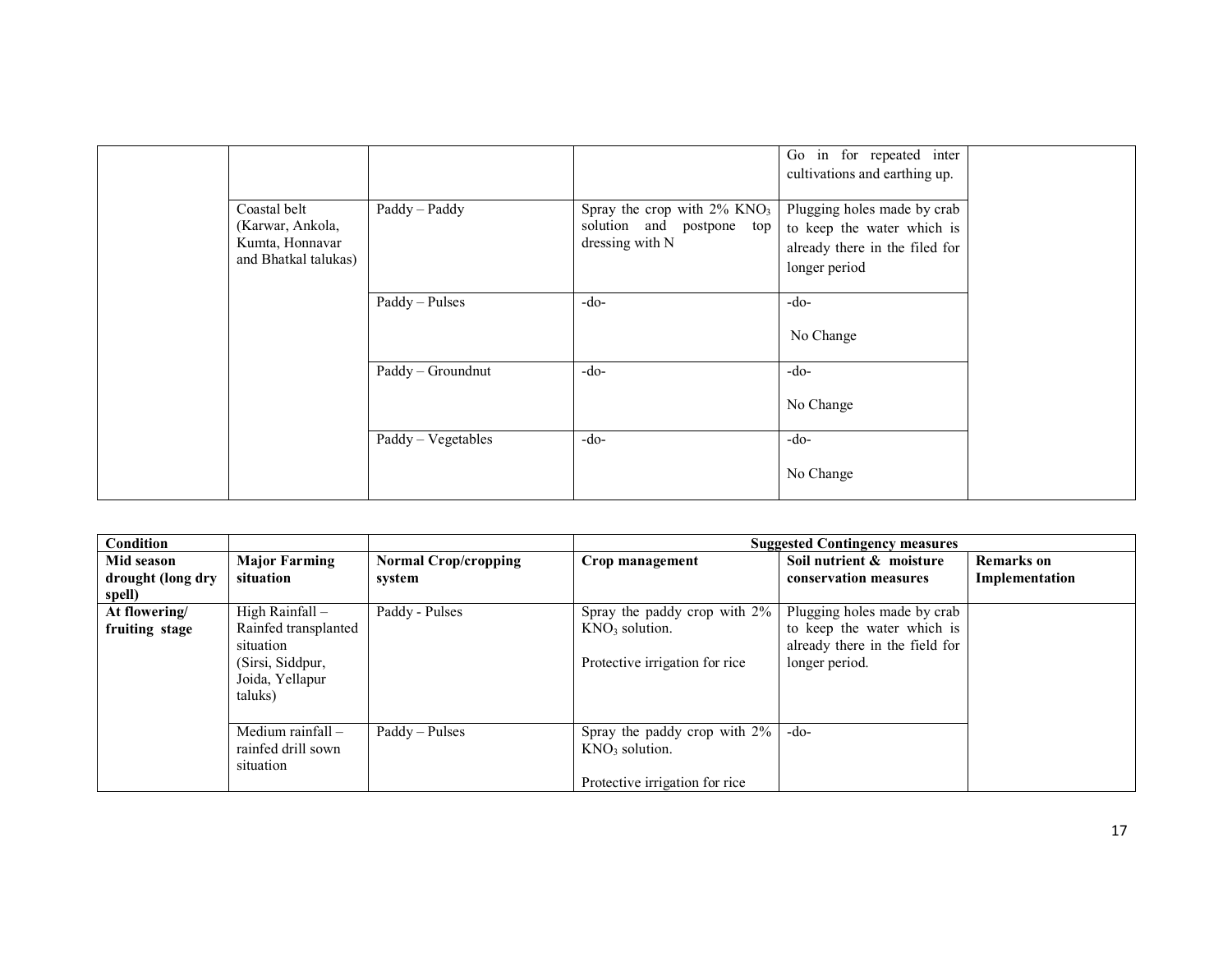| | | | | Go in for repeated inter cultivations and earthing up. | |
|---|---|---|---|---|---|
| | Coastal belt (Karwar, Ankola, Kumta, Honnavar and Bhatkal talukas) | Paddy – Paddy | Spray the crop with 2% $KNO_3$ solution and postpone top dressing with N | Plugging holes made by crab to keep the water which is already there in the filed for longer period | |
| | | Paddy – Pulses | -do- | -do-<br><br>No Change | |
| | | Paddy – Groundnut | -do- | -do-<br><br>No Change | |
| | | Paddy – Vegetables | -do- | -do-<br><br>No Change | |

| Condition | | | Suggested Contingency measures | | |
|---|---|---|---|---|---|
| **Mid season drought (long dry spell)** | **Major Farming situation** | **Normal Crop/cropping system** | **Crop management** | **Soil nutrient & moisture conservation measures** | **Remarks on Implementation** |
| **At flowering/ fruiting stage** | High Rainfall – Rainfed transplanted situation (Sirsi, Siddpur, Joida, Yellapur taluks) | Paddy - Pulses | Spray the paddy crop with 2% $KNO_3$ solution.<br><br>Protective irrigation for rice | Plugging holes made by crab to keep the water which is already there in the field for longer period. | |
| | Medium rainfall – rainfed drill sown situation | Paddy – Pulses | Spray the paddy crop with 2% $KNO_3$ solution.<br><br>Protective irrigation for rice | -do- | |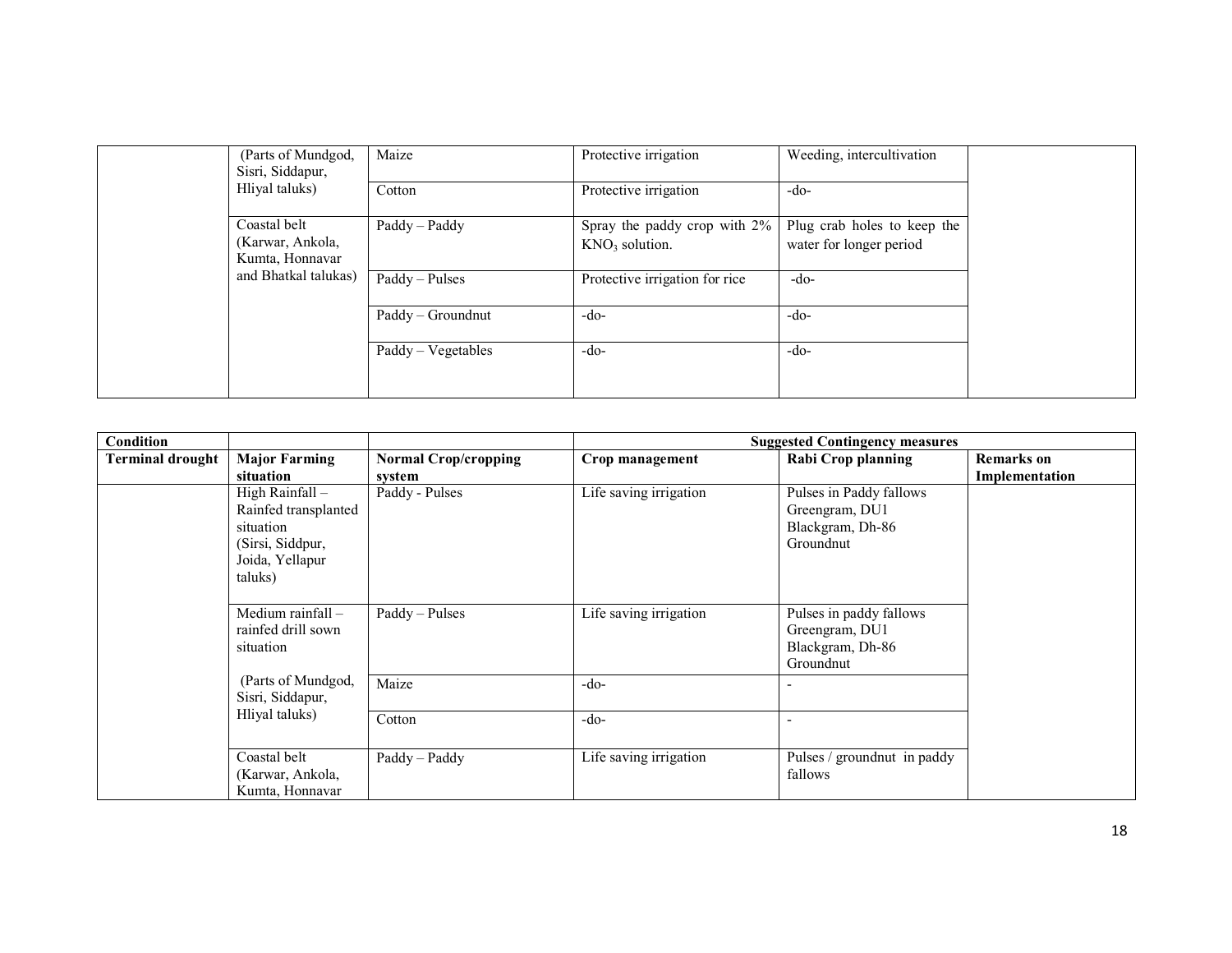| | (Parts of Mundgod, Sisri, Siddapur, Hliyal taluks) | Maize | Protective irrigation | Weeding, intercultivation | |
|---|---|---|---|---|---|
| | | Cotton | Protective irrigation | -do- | |
| | Coastal belt (Karwar, Ankola, Kumta, Honnavar and Bhatkal talukas) | Paddy – Paddy | Spray the paddy crop with 2% $KNO_3$ solution. | Plug crab holes to keep the water for longer period | |
| | | Paddy – Pulses | Protective irrigation for rice | -do- | |
| | | Paddy – Groundnut | -do- | -do- | |
| | | Paddy – Vegetables | -do- | -do- | |

| **Condition** | | | **Suggested Contingency measures** | | |
|---|---|---|---|---|---|
| **Terminal drought** | **Major Farming situation** | **Normal Crop/cropping system** | **Crop management** | **Rabi Crop planning** | **Remarks on Implementation** |
| | High Rainfall – Rainfed transplanted situation (Sirsi, Siddpur, Joida, Yellapur taluks) | Paddy - Pulses | Life saving irrigation | Pulses in Paddy fallows Greengram, DU1 Blackgram, Dh-86 Groundnut | |
| | Medium rainfall – rainfed drill sown situation | Paddy – Pulses | Life saving irrigation | Pulses in paddy fallows Greengram, DU1 Blackgram, Dh-86 Groundnut | |
| | (Parts of Mundgod, Sisri, Siddapur, Hliyal taluks) | Maize | -do- | - | |
| | | Cotton | -do- | - | |
| | Coastal belt (Karwar, Ankola, Kumta, Honnavar | Paddy – Paddy | Life saving irrigation | Pulses / groundnut in paddy fallows | |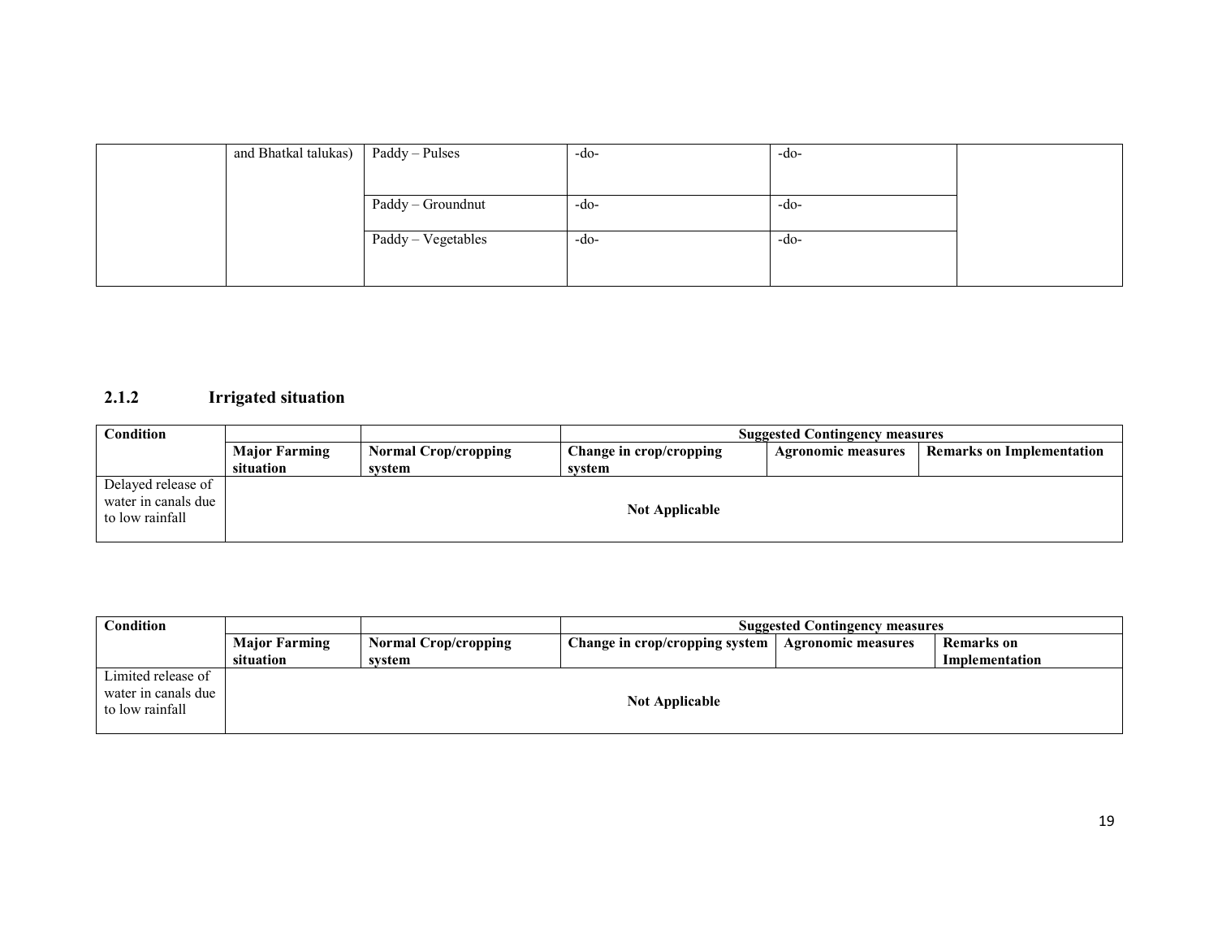|  | and Bhatkal talukas) | Paddy – Pulses | -do- | -do- |  |
|---|---|---|---|---|---|
|  |  | Paddy – Groundnut | -do- | -do- |  |
|  |  | Paddy – Vegetables | -do- | -do- |  |

### 2.1.2 Irrigated situation

| Condition |  |  | Suggested Contingency measures |  |  |
|---|---|---|---|---|---|
|  | Major Farming situation | Normal Crop/cropping system | Change in crop/cropping system | Agronomic measures | Remarks on Implementation |
| Delayed release of water in canals due to low rainfall | Not Applicable |  |  |  |  |

| Condition |  |  | Suggested Contingency measures |  |  |
|---|---|---|---|---|---|
|  | Major Farming situation | Normal Crop/cropping system | Change in crop/cropping system | Agronomic measures | Remarks on Implementation |
| Limited release of water in canals due to low rainfall | Not Applicable |  |  |  |  |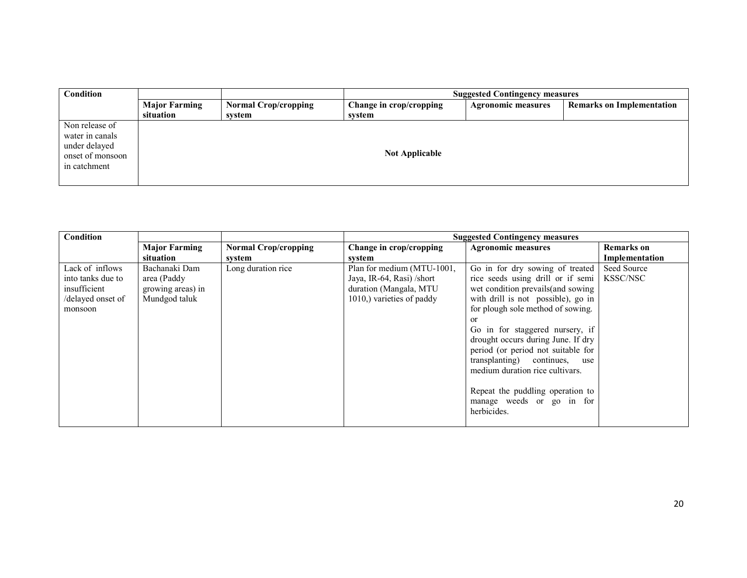| Condition | | | Suggested Contingency measures | | |
|---|---|---|---|---|---|
| | **Major Farming situation** | **Normal Crop/cropping system** | **Change in crop/cropping system** | **Agronomic measures** | **Remarks on Implementation** |
| Non release of water in canals under delayed onset of monsoon in catchment | **Not Applicable** | | | | |

| Condition | | | Suggested Contingency measures | | |
|---|---|---|---|---|---|
| | **Major Farming situation** | **Normal Crop/cropping system** | **Change in crop/cropping system** | **Agronomic measures** | **Remarks on Implementation** |
| Lack of inflows into tanks due to insufficient /delayed onset of monsoon | Bachanaki Dam area (Paddy growing areas) in Mundgod taluk | Long duration rice | Plan for medium (MTU-1001, Jaya, IR-64, Rasi) /short duration (Mangala, MTU 1010,) varieties of paddy | Go in for dry sowing of treated rice seeds using drill or if semi wet condition prevails(and sowing with drill is not possible), go in for plough sole method of sowing.<br>or<br>Go in for staggered nursery, if drought occurs during June. If dry period (or period not suitable for transplanting) continues, use medium duration rice cultivars.<br><br>Repeat the puddling operation to manage weeds or go in for herbicides. | Seed Source KSSC/NSC |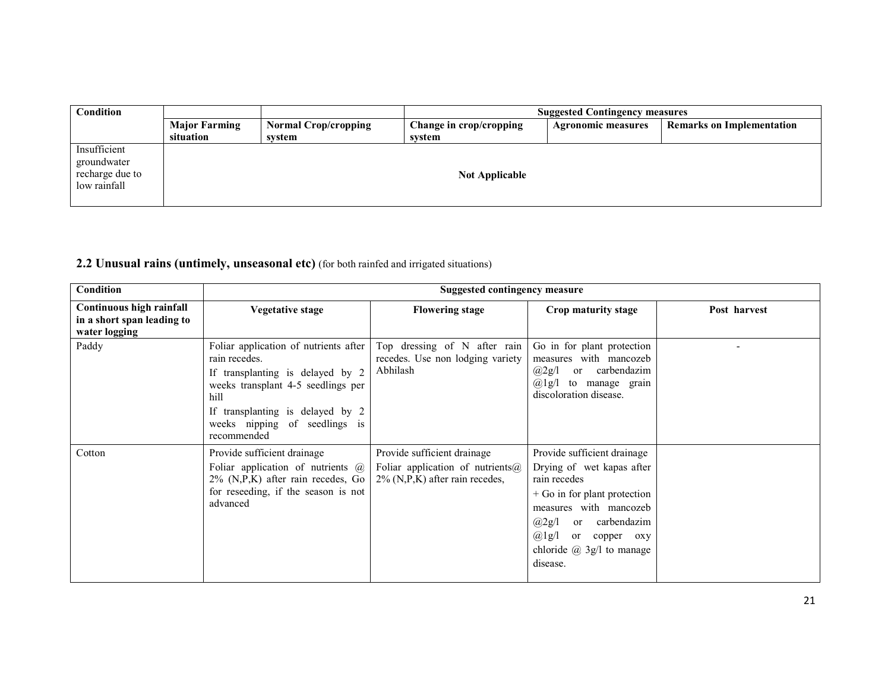| Condition | | | Suggested Contingency measures | | |
|---|---|---|---|---|---|
| | Major Farming situation | Normal Crop/cropping system | Change in crop/cropping system | Agronomic measures | Remarks on Implementation |
| Insufficient groundwater recharge due to low rainfall | Not Applicable | | | | |

## 2.2 Unusual rains (untimely, unseasonal etc) (for both rainfed and irrigated situations)

| Condition | Suggested contingency measure | | | |
|---|---|---|---|---|
| **Continuous high rainfall in a short span leading to water logging** | **Vegetative stage** | **Flowering stage** | **Crop maturity stage** | **Post harvest** |
| Paddy | Foliar application of nutrients after rain recedes.<br>If transplanting is delayed by 2 weeks transplant 4-5 seedlings per hill<br>If transplanting is delayed by 2 weeks nipping of seedlings is recommended | Top dressing of N after rain recedes. Use non lodging variety Abhilash | Go in for plant protection measures with mancozeb @2g/l or carbendazim @1g/l to manage grain discoloration disease. | - |
| Cotton | Provide sufficient drainage<br>Foliar application of nutrients @ 2% (N,P,K) after rain recedes, Go for reseeding, if the season is not advanced | Provide sufficient drainage<br>Foliar application of nutrients@ 2% (N,P,K) after rain recedes, | Provide sufficient drainage<br>Drying of wet kapas after rain recedes<br>+ Go in for plant protection measures with mancozeb @2g/l or carbendazim @1g/l or copper oxy chloride @ 3g/l to manage disease. | |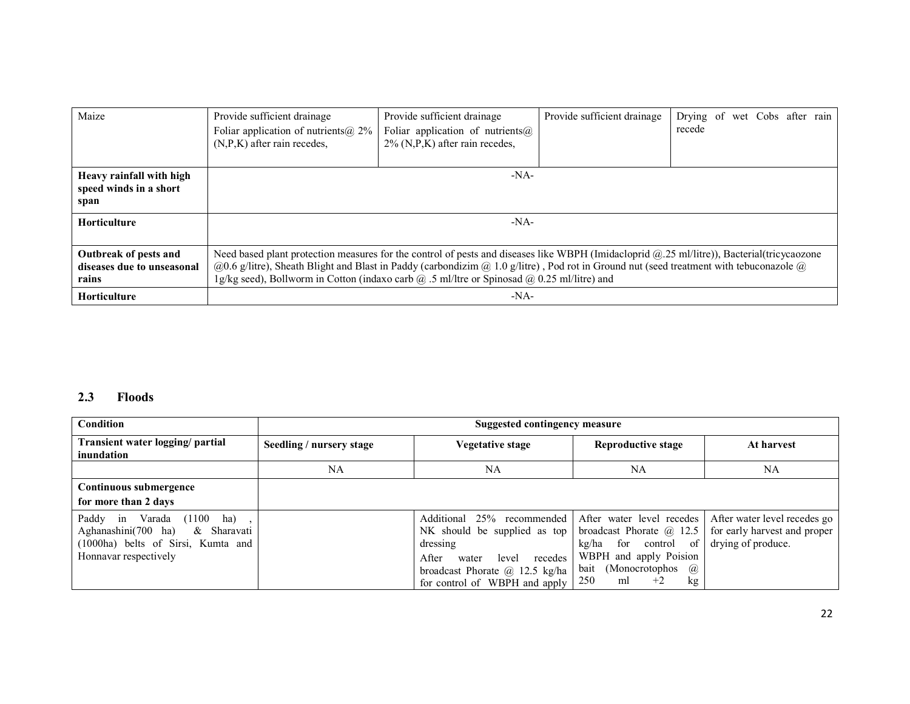| Maize | Provide sufficient drainage<br>Foliar application of nutrients@ 2% (N,P,K) after rain recedes, | Provide sufficient drainage<br>Foliar application of nutrients@ 2% (N,P,K) after rain recedes, | Provide sufficient drainage | Drying of wet Cobs after rain recede |
|---|---|---|---|---|
| **Heavy rainfall with high speed winds in a short span** | -NA- | | | |
| **Horticulture** | -NA- | | | |
| **Outbreak of pests and diseases due to unseasonal rains** | Need based plant protection measures for the control of pests and diseases like WBPH (Imidacloprid @.25 ml/litre)), Bacterial(tricycaozone @0.6 g/litre), Sheath Blight and Blast in Paddy (carbondizim @ 1.0 g/litre) , Pod rot in Ground nut (seed treatment with tebuconazole @ 1g/kg seed), Bollworm in Cotton (indaxo carb @ .5 ml/ltre or Spinosad @ 0.25 ml/litre) and | | | |
| **Horticulture** | -NA- | | | |

## 2.3 Floods

| **Condition** | **Suggested contingency measure** | | | |
|---|---|---|---|---|
| **Transient water logging/ partial inundation** | **Seedling / nursery stage** | **Vegetative stage** | **Reproductive stage** | **At harvest** |
| | NA | NA | NA | NA |
| **Continuous submergence for more than 2 days** | | | | |
| Paddy in Varada (1100 ha) , Aghanashini(700 ha) & Sharavati (1000ha) belts of Sirsi, Kumta and Honnavar respectively | | Additional 25% recommended NK should be supplied as top dressing<br>After water level recedes broadcast Phorate @ 12.5 kg/ha for control of WBPH and apply | After water level recedes broadcast Phorate @ 12.5 kg/ha for control of WBPH and apply Poision bait (Monocrotophos @ 250 ml +2 kg | After water level recedes go for early harvest and proper drying of produce. |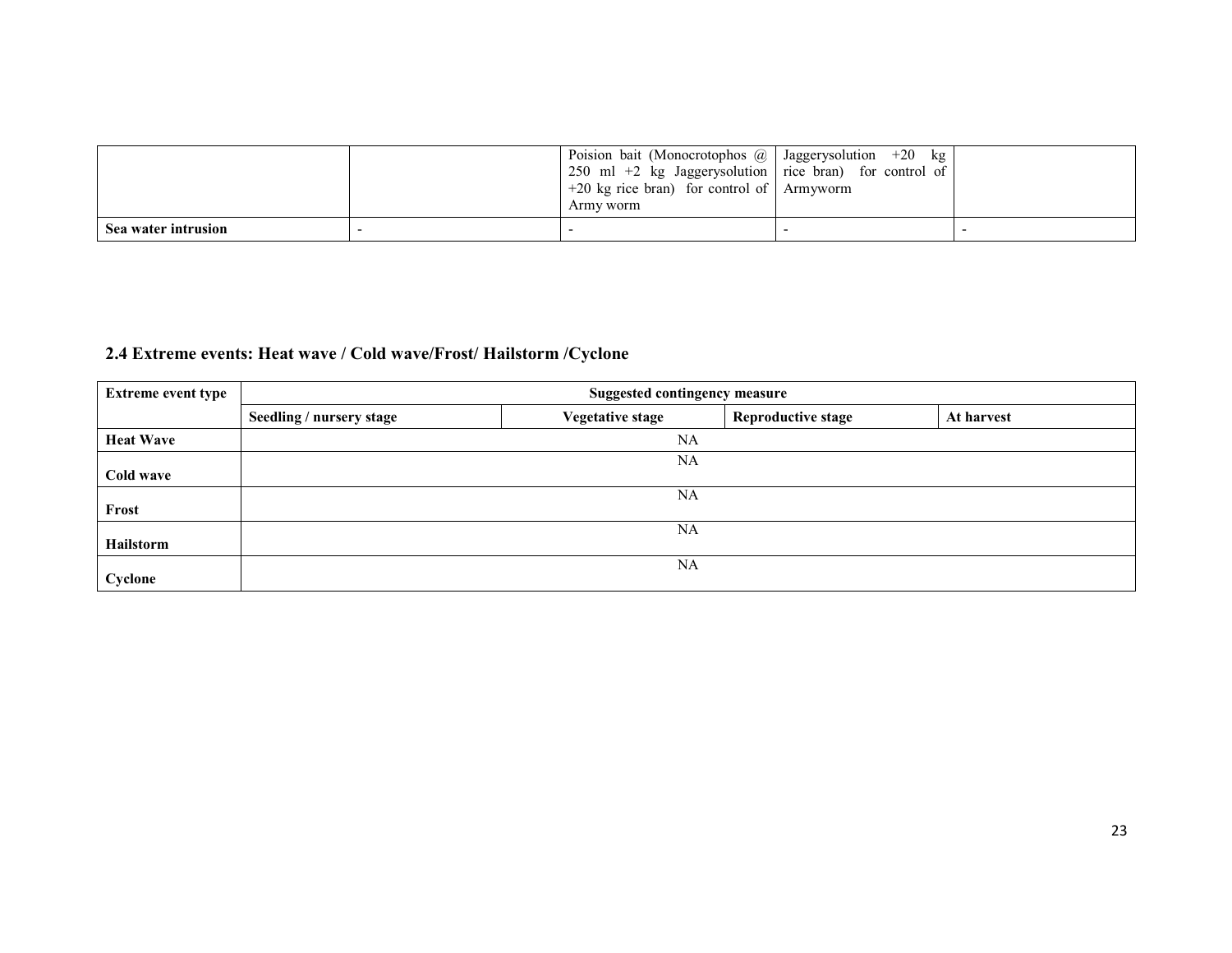|  |  | Poision bait (Monocrotophos @ 250 ml +2 kg Jaggerysolution +20 kg rice bran) for control of Army worm | Jaggerysolution +20 kg rice bran) for control of Armyworm |  |
|---|---|---|---|---|
| **Sea water intrusion** | - | - | - | - |

## 2.4 Extreme events: Heat wave / Cold wave/Frost/ Hailstorm /Cyclone

| **Extreme event type** | **Suggested contingency measure** | | | |
|---|---|---|---|---|
| | **Seedling / nursery stage** | **Vegetative stage** | **Reproductive stage** | **At harvest** |
| **Heat Wave** | NA | | | |
| **Cold wave** | NA | | | |
| **Frost** | NA | | | |
| **Hailstorm** | NA | | | |
| **Cyclone** | NA | | | |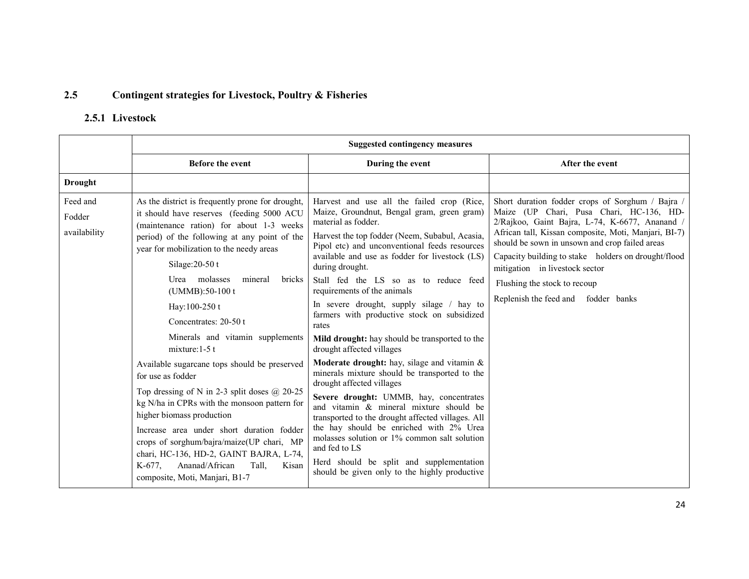## 2.5 Contingent strategies for Livestock, Poultry & Fisheries

### 2.5.1 Livestock

| | Suggested contingency measures | | |
|---|---|---|---|
| | **Before the event** | **During the event** | **After the event** |
| **Drought** | | | |
| Feed and Fodder availability | As the district is frequently prone for drought, it should have reserves (feeding 5000 ACU (maintenance ration) for about 1-3 weeks period) of the following at any point of the year for mobilization to the needy areas<br>Silage:20-50 t<br>Urea molasses mineral bricks (UMMB):50-100 t<br>Hay:100-250 t<br>Concentrates: 20-50 t<br>Minerals and vitamin supplements mixture:1-5 t<br>Available sugarcane tops should be preserved for use as fodder<br>Top dressing of N in 2-3 split doses @ 20-25 kg N/ha in CPRs with the monsoon pattern for higher biomass production<br>Increase area under short duration fodder crops of sorghum/bajra/maize(UP chari, MP chari, HC-136, HD-2, GAINT BAJRA, L-74, K-677, Ananad/African Tall, Kisan composite, Moti, Manjari, B1-7 | Harvest and use all the failed crop (Rice, Maize, Groundnut, Bengal gram, green gram) material as fodder.<br>Harvest the top fodder (Neem, Subabul, Acasia, Pipol etc) and unconventional feeds resources available and use as fodder for livestock (LS) during drought.<br>Stall fed the LS so as to reduce feed requirements of the animals<br>In severe drought, supply silage / hay to farmers with productive stock on subsidized rates<br>**Mild drought:** hay should be transported to the drought affected villages<br>**Moderate drought:** hay, silage and vitamin & minerals mixture should be transported to the drought affected villages<br>**Severe drought:** UMMB, hay, concentrates and vitamin & mineral mixture should be transported to the drought affected villages. All the hay should be enriched with 2% Urea molasses solution or 1% common salt solution and fed to LS<br>Herd should be split and supplementation should be given only to the highly productive | Short duration fodder crops of Sorghum / Bajra / Maize (UP Chari, Pusa Chari, HC-136, HD-2/Rajkoo, Gaint Bajra, L-74, K-6677, Ananand / African tall, Kissan composite, Moti, Manjari, BI-7) should be sown in unsown and crop failed areas<br>Capacity building to stake holders on drought/flood mitigation in livestock sector<br>Flushing the stock to recoup<br>Replenish the feed and fodder banks |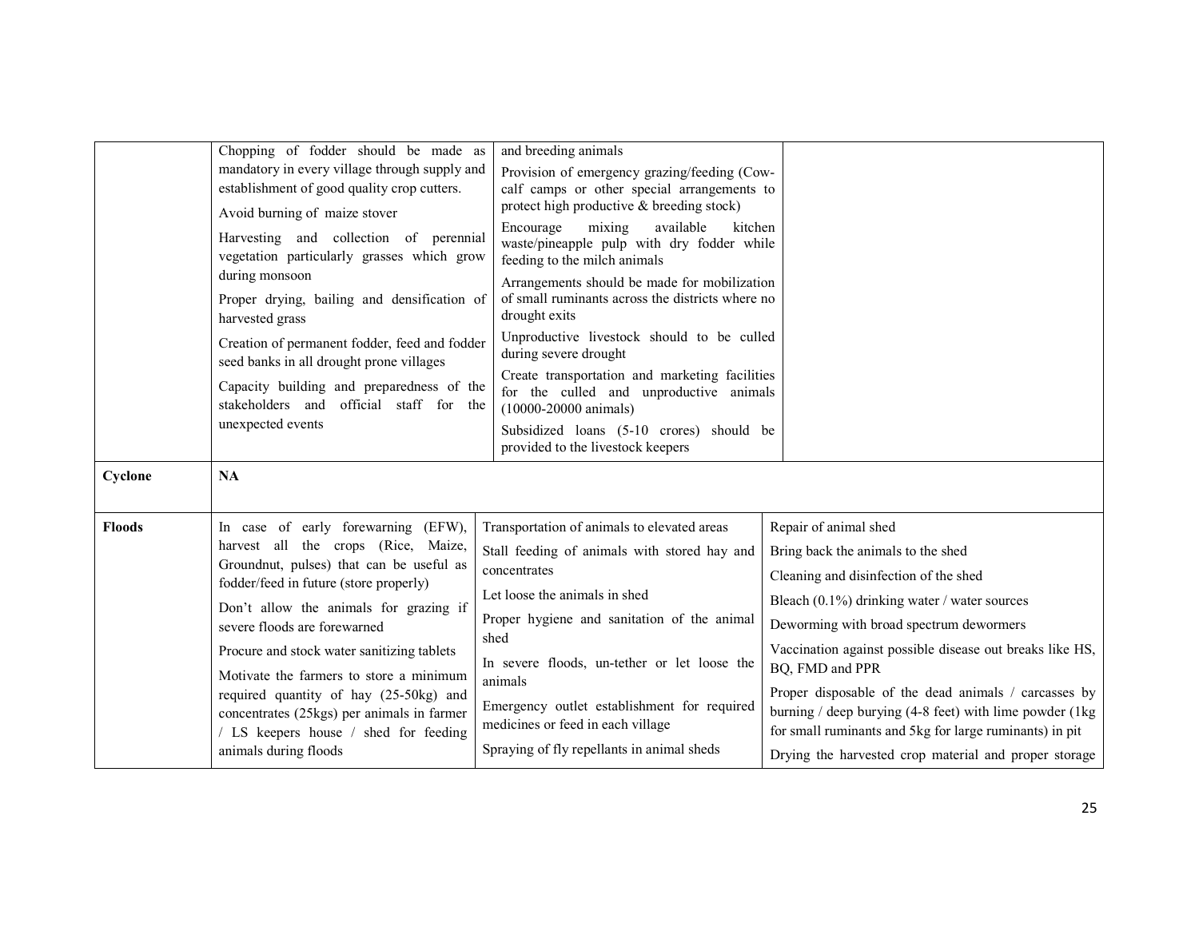| | | | |
|---|---|---|---|
| | Chopping of fodder should be made as mandatory in every village through supply and establishment of good quality crop cutters.<br>Avoid burning of maize stover<br>Harvesting and collection of perennial vegetation particularly grasses which grow during monsoon<br>Proper drying, bailing and densification of harvested grass<br>Creation of permanent fodder, feed and fodder seed banks in all drought prone villages<br>Capacity building and preparedness of the stakeholders and official staff for the unexpected events | and breeding animals<br>Provision of emergency grazing/feeding (Cow-calf camps or other special arrangements to protect high productive & breeding stock)<br>Encourage mixing available kitchen waste/pineapple pulp with dry fodder while feeding to the milch animals<br>Arrangements should be made for mobilization of small ruminants across the districts where no drought exits<br>Unproductive livestock should to be culled during severe drought<br>Create transportation and marketing facilities for the culled and unproductive animals (10000-20000 animals)<br>Subsidized loans (5-10 crores) should be provided to the livestock keepers | |
| **Cyclone** | **NA** | | |
| **Floods** | In case of early forewarning (EFW), harvest all the crops (Rice, Maize, Groundnut, pulses) that can be useful as fodder/feed in future (store properly)<br>Don't allow the animals for grazing if severe floods are forewarned<br>Procure and stock water sanitizing tablets<br>Motivate the farmers to store a minimum required quantity of hay (25-50kg) and concentrates (25kgs) per animals in farmer / LS keepers house / shed for feeding animals during floods | Transportation of animals to elevated areas<br>Stall feeding of animals with stored hay and concentrates<br>Let loose the animals in shed<br>Proper hygiene and sanitation of the animal shed<br>In severe floods, un-tether or let loose the animals<br>Emergency outlet establishment for required medicines or feed in each village<br>Spraying of fly repellants in animal sheds | Repair of animal shed<br>Bring back the animals to the shed<br>Cleaning and disinfection of the shed<br>Bleach (0.1%) drinking water / water sources<br>Deworming with broad spectrum dewormers<br>Vaccination against possible disease out breaks like HS, BQ, FMD and PPR<br>Proper disposable of the dead animals / carcasses by burning / deep burying (4-8 feet) with lime powder (1kg for small ruminants and 5kg for large ruminants) in pit<br>Drying the harvested crop material and proper storage |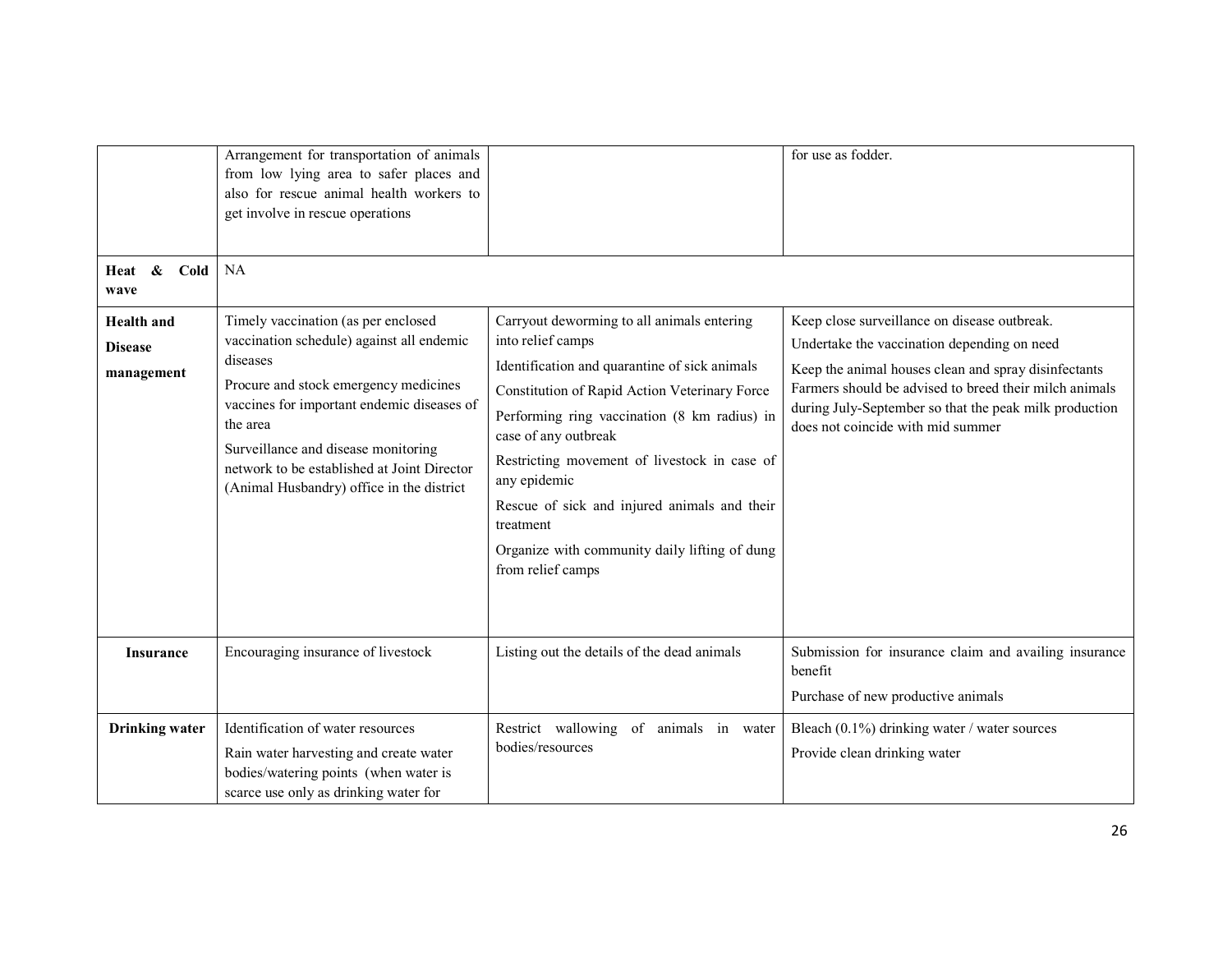| | | | |
|---|---|---|---|
| | Arrangement for transportation of animals from low lying area to safer places and also for rescue animal health workers to get involve in rescue operations | | for use as fodder. |
| **Heat & Cold wave** | NA | | |
| **Health and Disease management** | Timely vaccination (as per enclosed vaccination schedule) against all endemic diseases<br>Procure and stock emergency medicines vaccines for important endemic diseases of the area<br>Surveillance and disease monitoring network to be established at Joint Director (Animal Husbandry) office in the district | Carryout deworming to all animals entering into relief camps<br>Identification and quarantine of sick animals<br>Constitution of Rapid Action Veterinary Force<br>Performing ring vaccination (8 km radius) in case of any outbreak<br>Restricting movement of livestock in case of any epidemic<br>Rescue of sick and injured animals and their treatment<br>Organize with community daily lifting of dung from relief camps | Keep close surveillance on disease outbreak.<br>Undertake the vaccination depending on need<br>Keep the animal houses clean and spray disinfectants Farmers should be advised to breed their milch animals during July-September so that the peak milk production does not coincide with mid summer |
| **Insurance** | Encouraging insurance of livestock | Listing out the details of the dead animals | Submission for insurance claim and availing insurance benefit<br>Purchase of new productive animals |
| **Drinking water** | Identification of water resources<br>Rain water harvesting and create water bodies/watering points (when water is scarce use only as drinking water for | Restrict wallowing of animals in water bodies/resources | Bleach (0.1%) drinking water / water sources<br>Provide clean drinking water |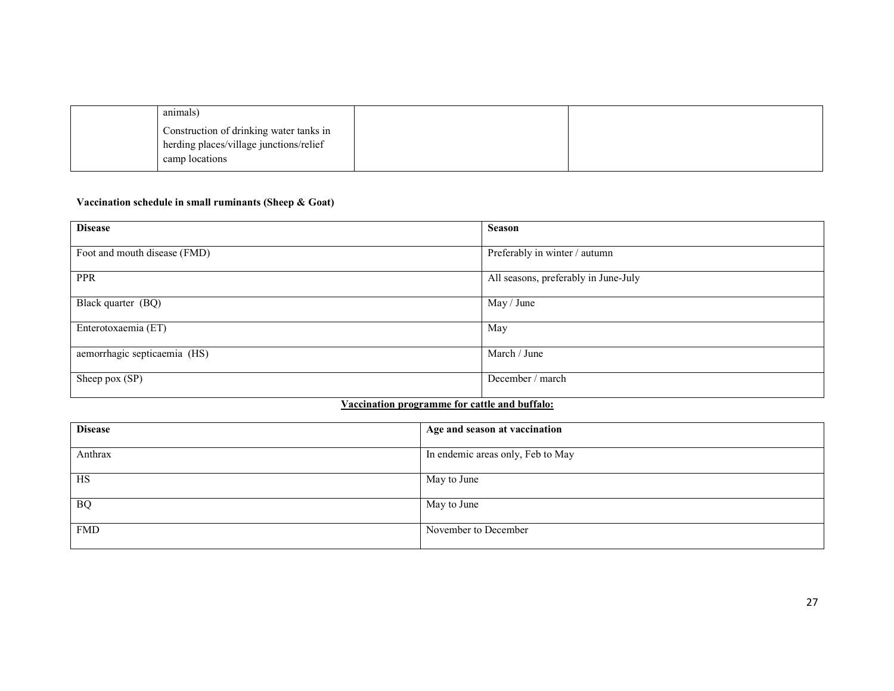|  | animals)<br><br>Construction of drinking water tanks in herding places/village junctions/relief camp locations |  |  |
|---|---|---|---|

**Vaccination schedule in small ruminants (Sheep & Goat)**

| Disease | Season |
|---|---|
| Foot and mouth disease (FMD) | Preferably in winter / autumn |
| PPR | All seasons, preferably in June-July |
| Black quarter (BQ) | May / June |
| Enterotoxaemia (ET) | May |
| aemorrhagic septicaemia (HS) | March / June |
| Sheep pox (SP) | December / march |

**Vaccination programme for cattle and buffalo:**

| Disease | Age and season at vaccination |
|---|---|
| Anthrax | In endemic areas only, Feb to May |
| HS | May to June |
| BQ | May to June |
| FMD | November to December |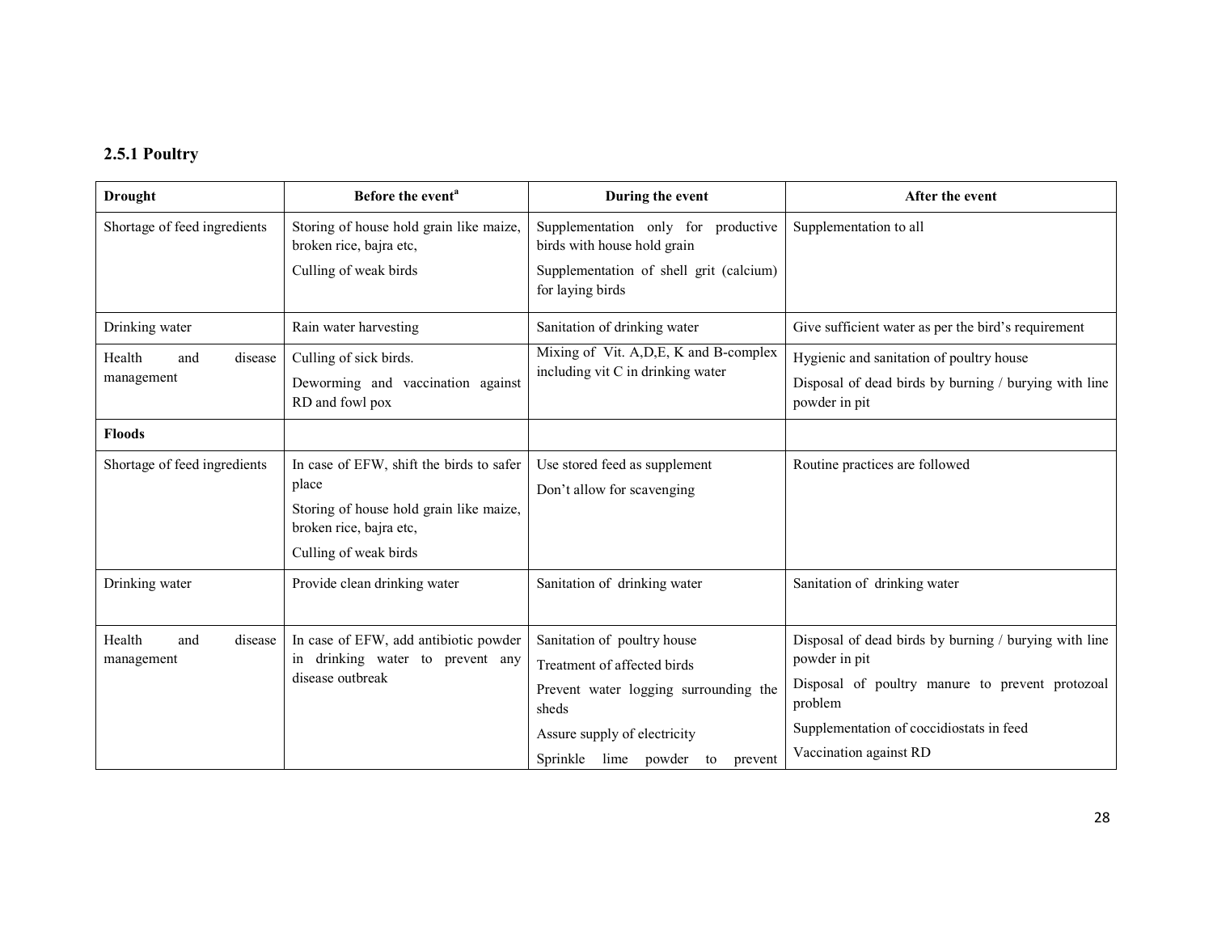### 2.5.1 Poultry

| Drought | Before the event[a] | During the event | After the event |
|---|---|---|---|
| Shortage of feed ingredients | Storing of house hold grain like maize, broken rice, bajra etc,<br>Culling of weak birds | Supplementation only for productive birds with house hold grain<br>Supplementation of shell grit (calcium) for laying birds | Supplementation to all |
| Drinking water | Rain water harvesting | Sanitation of drinking water | Give sufficient water as per the bird's requirement |
| Health and disease management | Culling of sick birds.<br>Deworming and vaccination against RD and fowl pox | Mixing of Vit. A,D,E, K and B-complex including vit C in drinking water | Hygienic and sanitation of poultry house<br>Disposal of dead birds by burning / burying with line powder in pit |
| **Floods** | | | |
| Shortage of feed ingredients | In case of EFW, shift the birds to safer place<br>Storing of house hold grain like maize, broken rice, bajra etc,<br>Culling of weak birds | Use stored feed as supplement<br>Don't allow for scavenging | Routine practices are followed |
| Drinking water | Provide clean drinking water | Sanitation of drinking water | Sanitation of drinking water |
| Health and disease management | In case of EFW, add antibiotic powder in drinking water to prevent any disease outbreak | Sanitation of poultry house<br>Treatment of affected birds<br>Prevent water logging surrounding the sheds<br>Assure supply of electricity<br>Sprinkle lime powder to prevent | Disposal of dead birds by burning / burying with line powder in pit<br>Disposal of poultry manure to prevent protozoal problem<br>Supplementation of coccidiostats in feed<br>Vaccination against RD |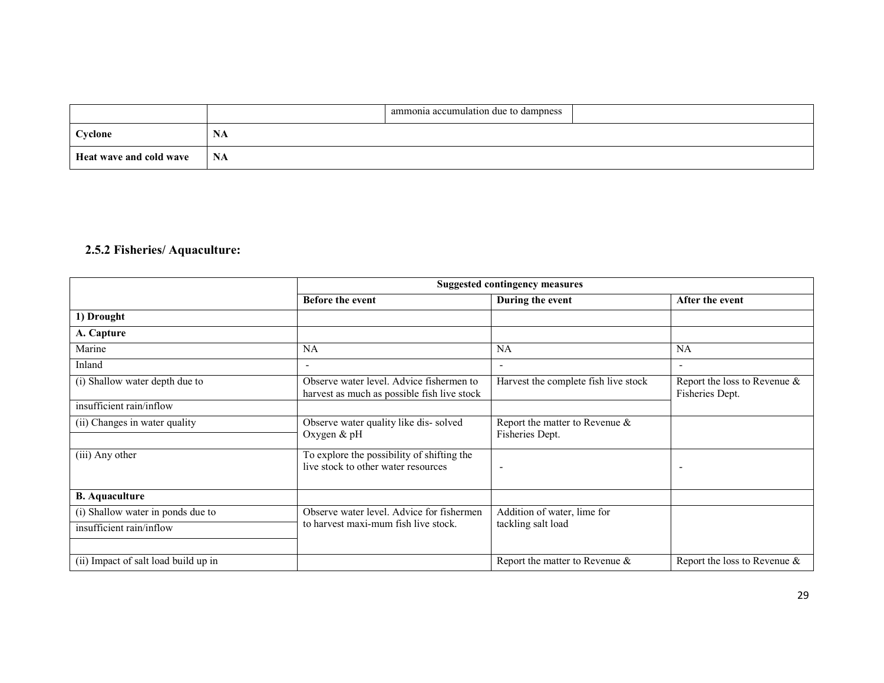| | | ammonia accumulation due to dampness | |
|---|---|---|---|
| **Cyclone** | **NA** | | |
| **Heat wave and cold wave** | **NA** | | |

### 2.5.2 Fisheries/ Aquaculture:

| | **Suggested contingency measures** | | |
|---|---|---|---|
| | **Before the event** | **During the event** | **After the event** |
| **1) Drought** | | | |
| **A. Capture** | | | |
| Marine | NA | NA | NA |
| Inland | - | - | - |
| (i) Shallow water depth due to | Observe water level. Advice fishermen to harvest as much as possible fish live stock | Harvest the complete fish live stock | Report the loss to Revenue & Fisheries Dept. |
| insufficient rain/inflow | | | |
| (ii) Changes in water quality | Observe water quality like dis- solved Oxygen & pH | Report the matter to Revenue & Fisheries Dept. | |
| | | | |
| (iii) Any other | To explore the possibility of shifting the live stock to other water resources | - | - |
| **B. Aquaculture** | | | |
| (i) Shallow water in ponds due to | Observe water level. Advice for fishermen to harvest maxi-mum fish live stock. | Addition of water, lime for tackling salt load | |
| insufficient rain/inflow | | | |
| | | | |
| (ii) Impact of salt load build up in | | Report the matter to Revenue & | Report the loss to Revenue & |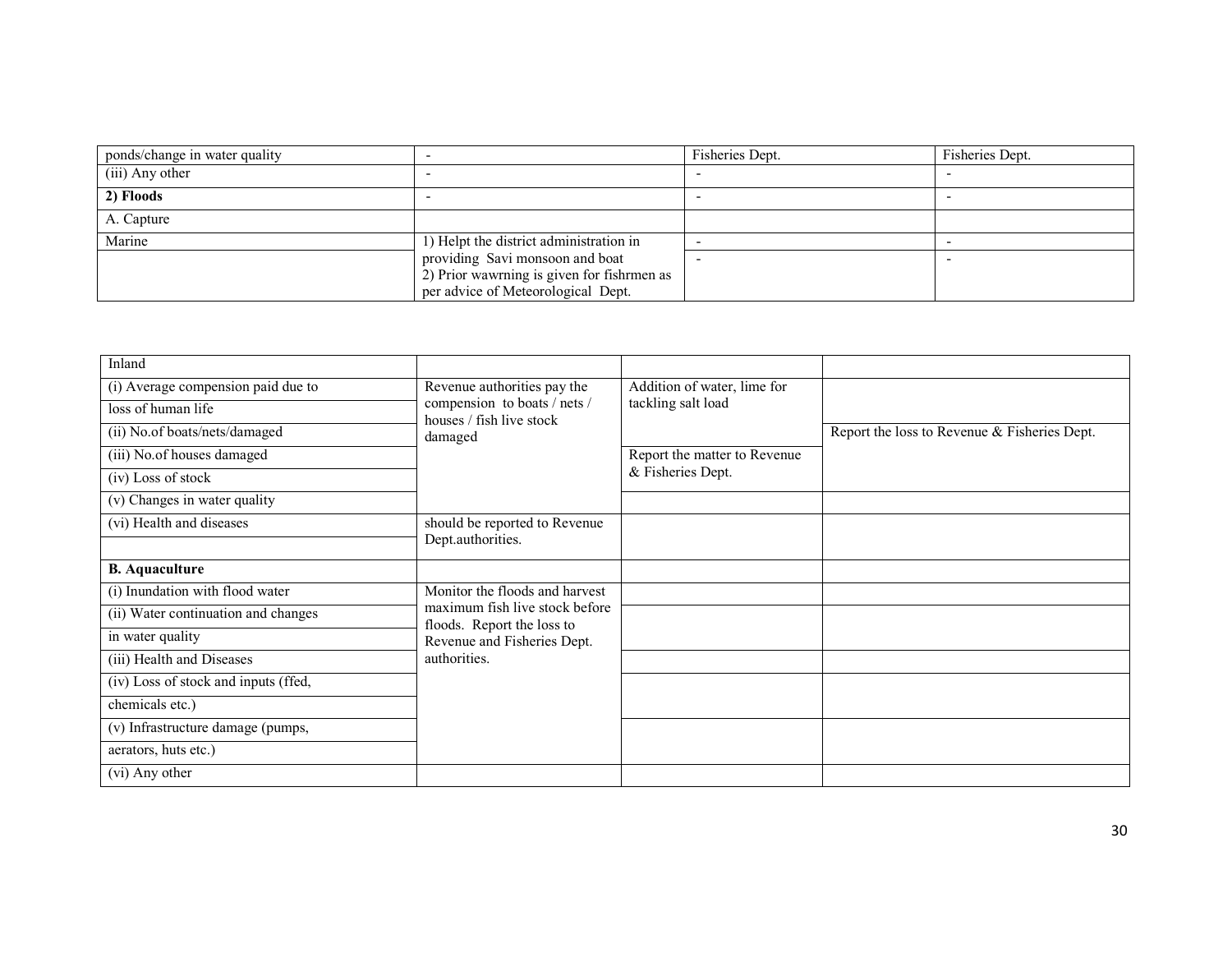| ponds/change in water quality | - | Fisheries Dept. | Fisheries Dept. |
|---|---|---|---|
| (iii) Any other | - | - | - |
| **2) Floods** | - | - | - |
| A. Capture | | | |
| Marine | 1) Helpt the district administration in providing Savi monsoon and boat 2) Prior wawrning is given for fishrmen as per advice of Meteorological Dept. | - | - |
| | | - | - |

| Inland | | | |
|---|---|---|---|
| (i) Average compension paid due to loss of human life | Revenue authorities pay the compension to boats / nets / houses / fish live stock damaged | Addition of water, lime for tackling salt load | |
| (ii) No.of boats/nets/damaged | | | Report the loss to Revenue & Fisheries Dept. |
| (iii) No.of houses damaged | | Report the matter to Revenue & Fisheries Dept. | |
| (iv) Loss of stock | | | |
| (v) Changes in water quality | | | |
| (vi) Health and diseases | should be reported to Revenue Dept.authorities. | | |
| **B. Aquaculture** | | | |
| (i) Inundation with flood water | Monitor the floods and harvest maximum fish live stock before floods. Report the loss to Revenue and Fisheries Dept. authorities. | | |
| (ii) Water continuation and changes in water quality | | | |
| (iii) Health and Diseases | | | |
| (iv) Loss of stock and inputs (ffed, chemicals etc.) | | | |
| (v) Infrastructure damage (pumps, aerators, huts etc.) | | | |
| (vi) Any other | | | |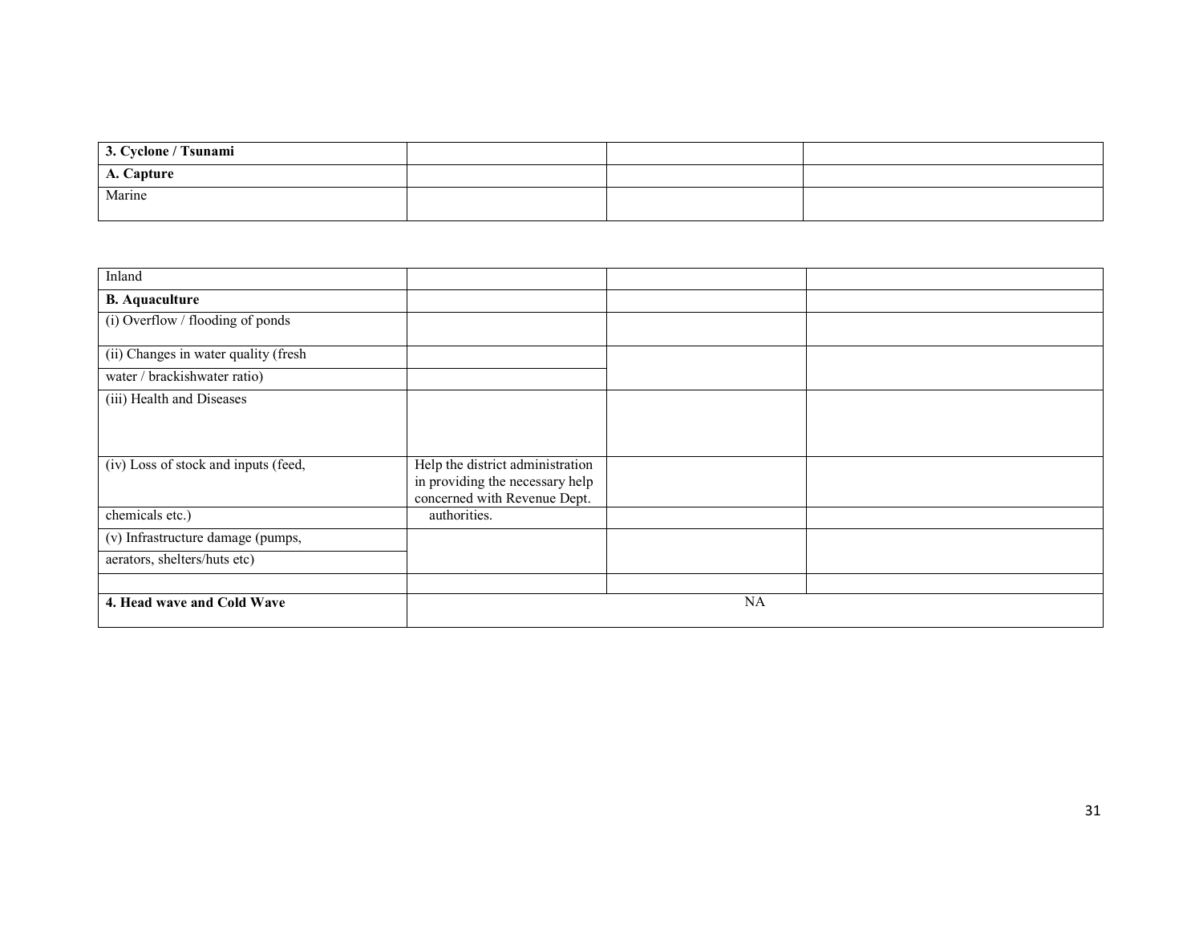| | | | |
|---|---|---|---|
| **3. Cyclone / Tsunami** | | | |
| **A. Capture** | | | |
| Marine | | | |
| Inland | | | |
| **B. Aquaculture** | | | |
| (i) Overflow / flooding of ponds | | | |
| (ii) Changes in water quality (fresh water / brackishwater ratio) | | | |
| (iii) Health and Diseases | | | |
| (iv) Loss of stock and inputs (feed, chemicals etc.) | Help the district administration in providing the necessary help concerned with Revenue Dept. authorities. | | |
| (v) Infrastructure damage (pumps, aerators, shelters/huts etc) | | | |
| | | | |
| **4. Head wave and Cold Wave** | NA | | |